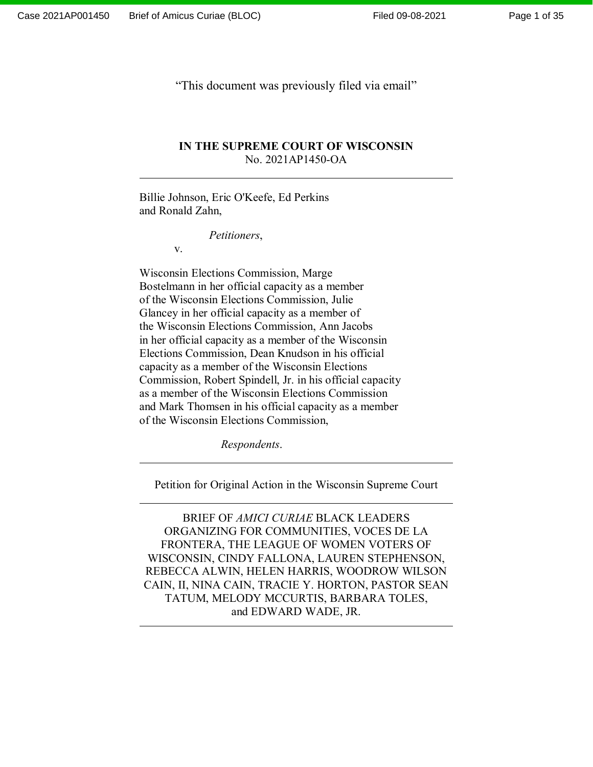"This document was previously filed via email"

**IN THE SUPREME COURT OF WISCONSIN**
No. 2021AP1450-OA

---

Billie Johnson, Eric O'Keefe, Ed Perkins and Ronald Zahn,

*Petitioners*,

v.

Wisconsin Elections Commission, Marge Bostelmann in her official capacity as a member of the Wisconsin Elections Commission, Julie Glancey in her official capacity as a member of the Wisconsin Elections Commission, Ann Jacobs in her official capacity as a member of the Wisconsin Elections Commission, Dean Knudson in his official capacity as a member of the Wisconsin Elections Commission, Robert Spindell, Jr. in his official capacity as a member of the Wisconsin Elections Commission and Mark Thomsen in his official capacity as a member of the Wisconsin Elections Commission,

*Respondents*.

---

Petition for Original Action in the Wisconsin Supreme Court

---

BRIEF OF *AMICI CURIAE* BLACK LEADERS ORGANIZING FOR COMMUNITIES, VOCES DE LA FRONTERA, THE LEAGUE OF WOMEN VOTERS OF WISCONSIN, CINDY FALLONA, LAUREN STEPHENSON, REBECCA ALWIN, HELEN HARRIS, WOODROW WILSON CAIN, II, NINA CAIN, TRACIE Y. HORTON, PASTOR SEAN TATUM, MELODY MCCURTIS, BARBARA TOLES, and EDWARD WADE, JR.

---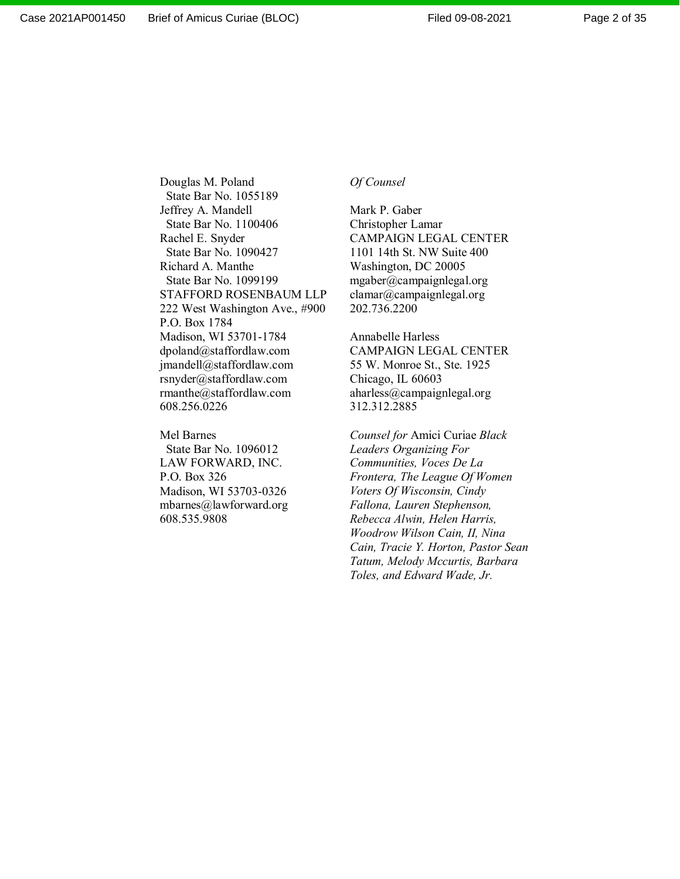Douglas M. Poland  
State Bar No. 1055189  
Jeffrey A. Mandell  
State Bar No. 1100406  
Rachel E. Snyder  
State Bar No. 1090427  
Richard A. Manthe  
State Bar No. 1099199  
STAFFORD ROSENBAUM LLP  
222 West Washington Ave., #900  
P.O. Box 1784  
Madison, WI 53701-1784  
dpoland@staffordlaw.com  
jmandell@staffordlaw.com  
rsnyder@staffordlaw.com  
rmanthe@staffordlaw.com  
608.256.0226

Mel Barnes  
State Bar No. 1096012  
LAW FORWARD, INC.  
P.O. Box 326  
Madison, WI 53703-0326  
mbarnes@lawforward.org  
608.535.9808

*Of Counsel*

Mark P. Gaber  
Christopher Lamar  
CAMPAIGN LEGAL CENTER  
1101 14th St. NW Suite 400  
Washington, DC 20005  
mgaber@campaignlegal.org  
clamar@campaignlegal.org  
202.736.2200

Annabelle Harless  
CAMPAIGN LEGAL CENTER  
55 W. Monroe St., Ste. 1925  
Chicago, IL 60603  
aharless@campaignlegal.org  
312.312.2885

*Counsel for* Amici Curiae *Black Leaders Organizing For Communities, Voces De La Frontera, The League Of Women Voters Of Wisconsin, Cindy Fallona, Lauren Stephenson, Rebecca Alwin, Helen Harris, Woodrow Wilson Cain, II, Nina Cain, Tracie Y. Horton, Pastor Sean Tatum, Melody Mccurtis, Barbara Toles, and Edward Wade, Jr.*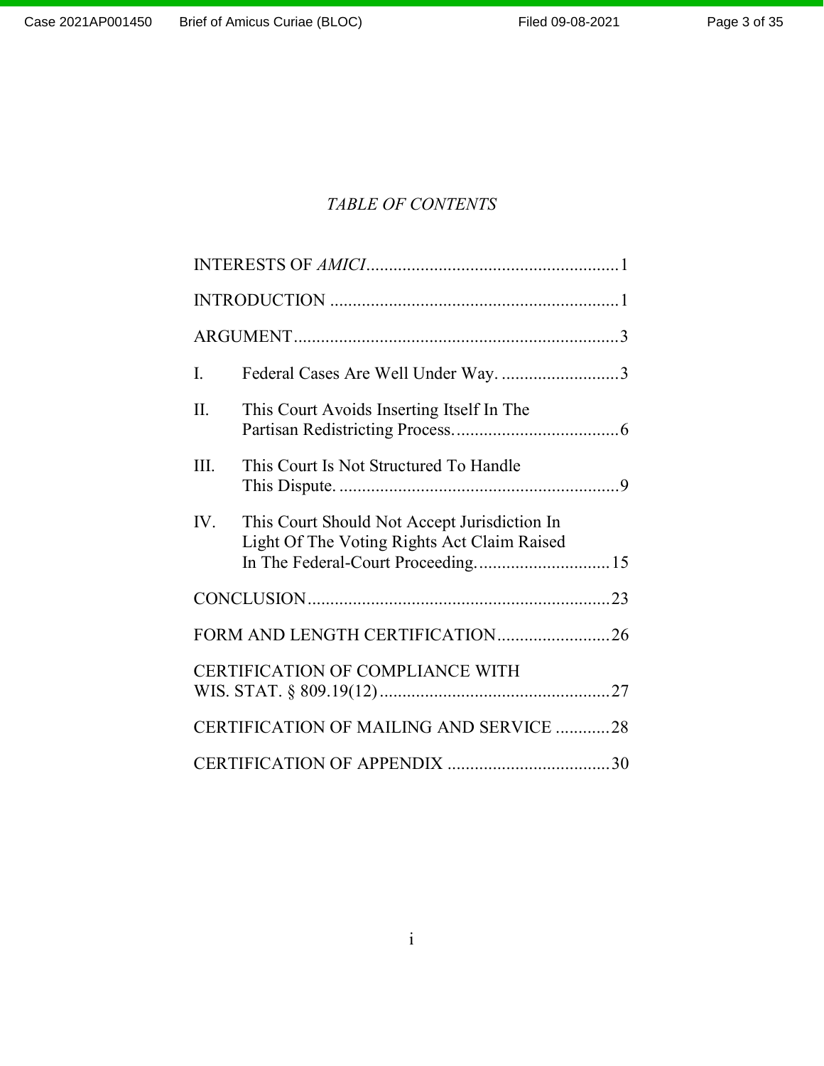# *TABLE OF CONTENTS*

INTERESTS OF *AMICI* ........................................................ 1

INTRODUCTION ................................................................ 1

ARGUMENT ........................................................................ 3

I. Federal Cases Are Well Under Way. .......................... 3

II. This Court Avoids Inserting Itself In The Partisan Redistricting Process. .................................... 6

III. This Court Is Not Structured To Handle This Dispute. ............................................................. 9

IV. This Court Should Not Accept Jurisdiction In Light Of The Voting Rights Act Claim Raised In The Federal-Court Proceeding. ............................. 15

CONCLUSION ................................................................... 23

FORM AND LENGTH CERTIFICATION ......................... 26

CERTIFICATION OF COMPLIANCE WITH WIS. STAT. § 809.19(12) ................................................... 27

CERTIFICATION OF MAILING AND SERVICE ............ 28

CERTIFICATION OF APPENDIX .................................... 30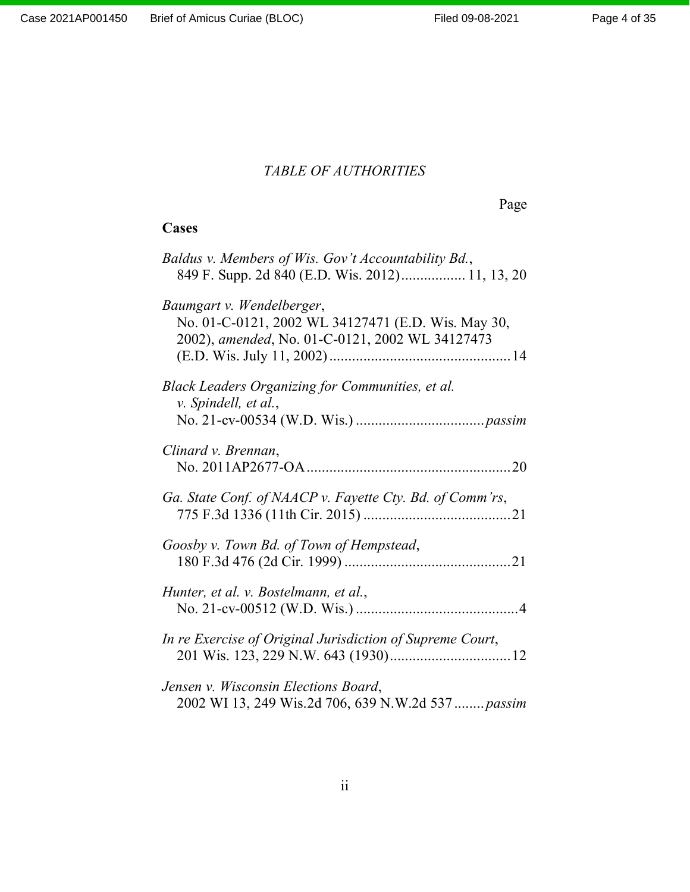*TABLE OF AUTHORITIES*

Page

**Cases**

*Baldus v. Members of Wis. Gov't Accountability Bd.*, 849 F. Supp. 2d 840 (E.D. Wis. 2012) ................. 11, 13, 20

*Baumgart v. Wendelberger*, No. 01-C-0121, 2002 WL 34127471 (E.D. Wis. May 30, 2002), *amended*, No. 01-C-0121, 2002 WL 34127473 (E.D. Wis. July 11, 2002) ................................................ 14

*Black Leaders Organizing for Communities, et al. v. Spindell, et al.*, No. 21-cv-00534 (W.D. Wis.) .................................. *passim*

*Clinard v. Brennan*, No. 2011AP2677-OA ...................................................... 20

*Ga. State Conf. of NAACP v. Fayette Cty. Bd. of Comm'rs*, 775 F.3d 1336 (11th Cir. 2015) ....................................... 21

*Goosby v. Town Bd. of Town of Hempstead*, 180 F.3d 476 (2d Cir. 1999) ............................................ 21

*Hunter, et al. v. Bostelmann, et al.*, No. 21-cv-00512 (W.D. Wis.) ........................................... 4

*In re Exercise of Original Jurisdiction of Supreme Court*, 201 Wis. 123, 229 N.W. 643 (1930) ................................ 12

*Jensen v. Wisconsin Elections Board*, 2002 WI 13, 249 Wis.2d 706, 639 N.W.2d 537 ........ *passim*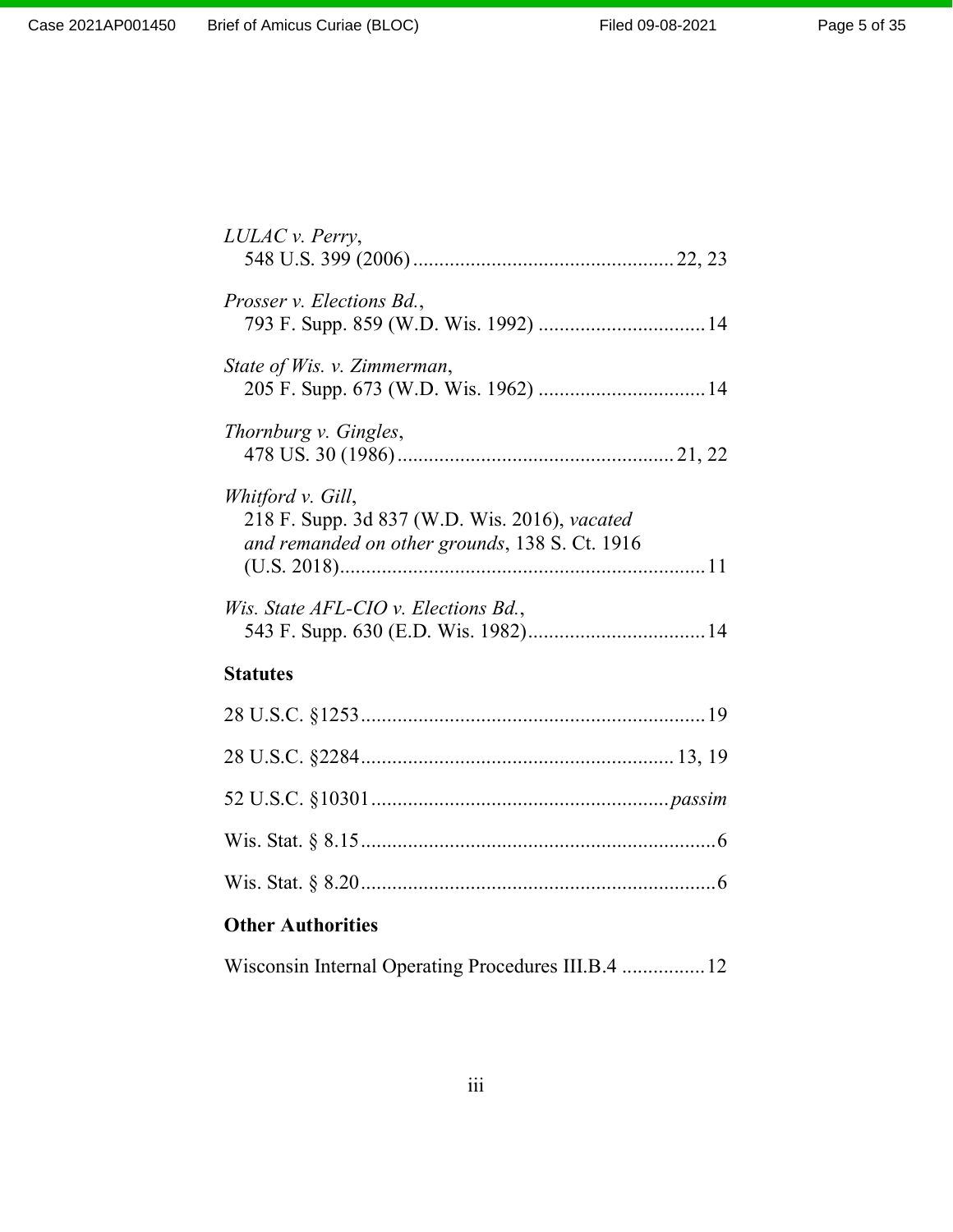*LULAC v. Perry*,
548 U.S. 399 (2006) .................................................. 22, 23

*Prosser v. Elections Bd.*,
793 F. Supp. 859 (W.D. Wis. 1992) ................................ 14

*State of Wis. v. Zimmerman*,
205 F. Supp. 673 (W.D. Wis. 1962) ................................ 14

*Thornburg v. Gingles*,
478 US. 30 (1986) ..................................................... 21, 22

*Whitford v. Gill*,
218 F. Supp. 3d 837 (W.D. Wis. 2016), *vacated and remanded on other grounds*, 138 S. Ct. 1916 (U.S. 2018) ...................................................................... 11

*Wis. State AFL-CIO v. Elections Bd.*,
543 F. Supp. 630 (E.D. Wis. 1982) .................................. 14

**Statutes**

28 U.S.C. §1253 .................................................................. 19

28 U.S.C. §2284 ............................................................ 13, 19

52 U.S.C. §10301 ......................................................... *passim*

Wis. Stat. § 8.15 .................................................................... 6

Wis. Stat. § 8.20 .................................................................... 6

**Other Authorities**

Wisconsin Internal Operating Procedures III.B.4 ................ 12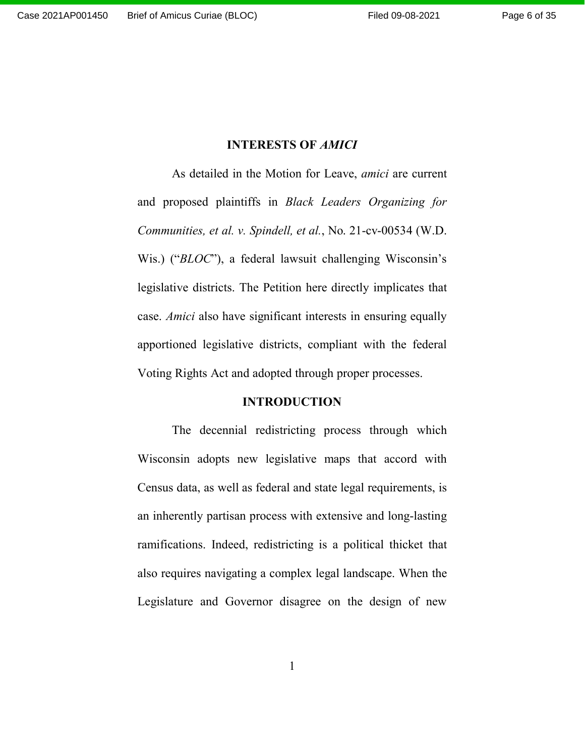## INTERESTS OF *AMICI*

As detailed in the Motion for Leave, *amici* are current and proposed plaintiffs in *Black Leaders Organizing for Communities, et al. v. Spindell, et al.*, No. 21-cv-00534 (W.D. Wis.) ("*BLOC*"), a federal lawsuit challenging Wisconsin's legislative districts. The Petition here directly implicates that case. *Amici* also have significant interests in ensuring equally apportioned legislative districts, compliant with the federal Voting Rights Act and adopted through proper processes.

## INTRODUCTION

The decennial redistricting process through which Wisconsin adopts new legislative maps that accord with Census data, as well as federal and state legal requirements, is an inherently partisan process with extensive and long-lasting ramifications. Indeed, redistricting is a political thicket that also requires navigating a complex legal landscape. When the Legislature and Governor disagree on the design of new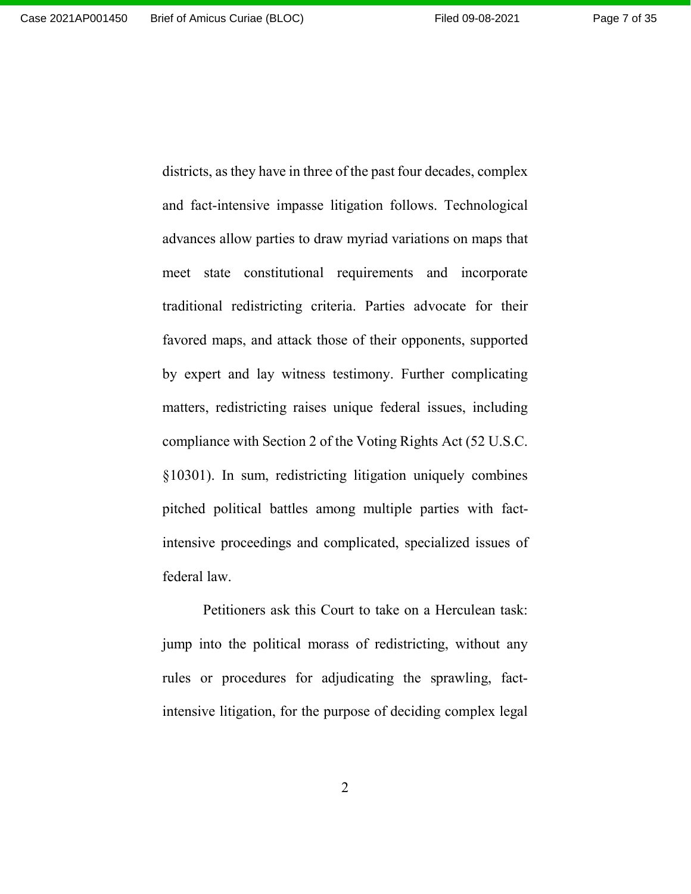districts, as they have in three of the past four decades, complex and fact-intensive impasse litigation follows. Technological advances allow parties to draw myriad variations on maps that meet state constitutional requirements and incorporate traditional redistricting criteria. Parties advocate for their favored maps, and attack those of their opponents, supported by expert and lay witness testimony. Further complicating matters, redistricting raises unique federal issues, including compliance with Section 2 of the Voting Rights Act (52 U.S.C. §10301). In sum, redistricting litigation uniquely combines pitched political battles among multiple parties with fact-intensive proceedings and complicated, specialized issues of federal law.

Petitioners ask this Court to take on a Herculean task: jump into the political morass of redistricting, without any rules or procedures for adjudicating the sprawling, fact-intensive litigation, for the purpose of deciding complex legal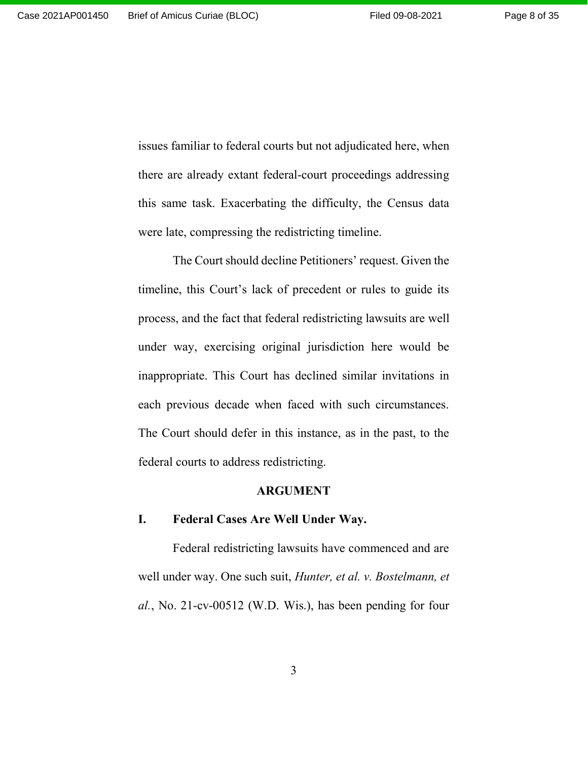issues familiar to federal courts but not adjudicated here, when there are already extant federal-court proceedings addressing this same task. Exacerbating the difficulty, the Census data were late, compressing the redistricting timeline.

The Court should decline Petitioners' request. Given the timeline, this Court's lack of precedent or rules to guide its process, and the fact that federal redistricting lawsuits are well under way, exercising original jurisdiction here would be inappropriate. This Court has declined similar invitations in each previous decade when faced with such circumstances. The Court should defer in this instance, as in the past, to the federal courts to address redistricting.

## ARGUMENT

### I. Federal Cases Are Well Under Way.

Federal redistricting lawsuits have commenced and are well under way. One such suit, *Hunter, et al. v. Bostelmann, et al.*, No. 21-cv-00512 (W.D. Wis.), has been pending for four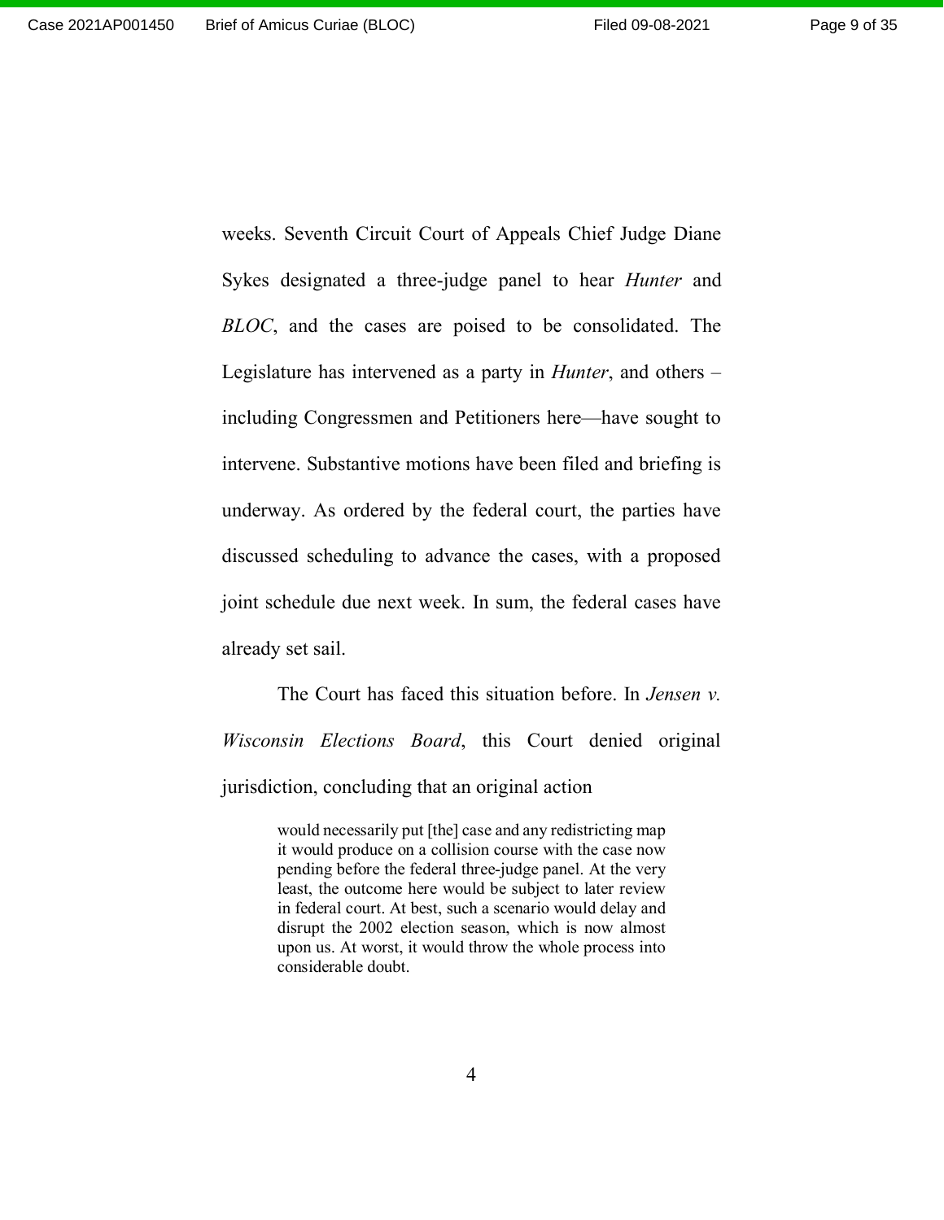weeks. Seventh Circuit Court of Appeals Chief Judge Diane Sykes designated a three-judge panel to hear *Hunter* and *BLOC*, and the cases are poised to be consolidated. The Legislature has intervened as a party in *Hunter*, and others – including Congressmen and Petitioners here—have sought to intervene. Substantive motions have been filed and briefing is underway. As ordered by the federal court, the parties have discussed scheduling to advance the cases, with a proposed joint schedule due next week. In sum, the federal cases have already set sail.

The Court has faced this situation before. In *Jensen v. Wisconsin Elections Board*, this Court denied original jurisdiction, concluding that an original action

> would necessarily put [the] case and any redistricting map it would produce on a collision course with the case now pending before the federal three-judge panel. At the very least, the outcome here would be subject to later review in federal court. At best, such a scenario would delay and disrupt the 2002 election season, which is now almost upon us. At worst, it would throw the whole process into considerable doubt.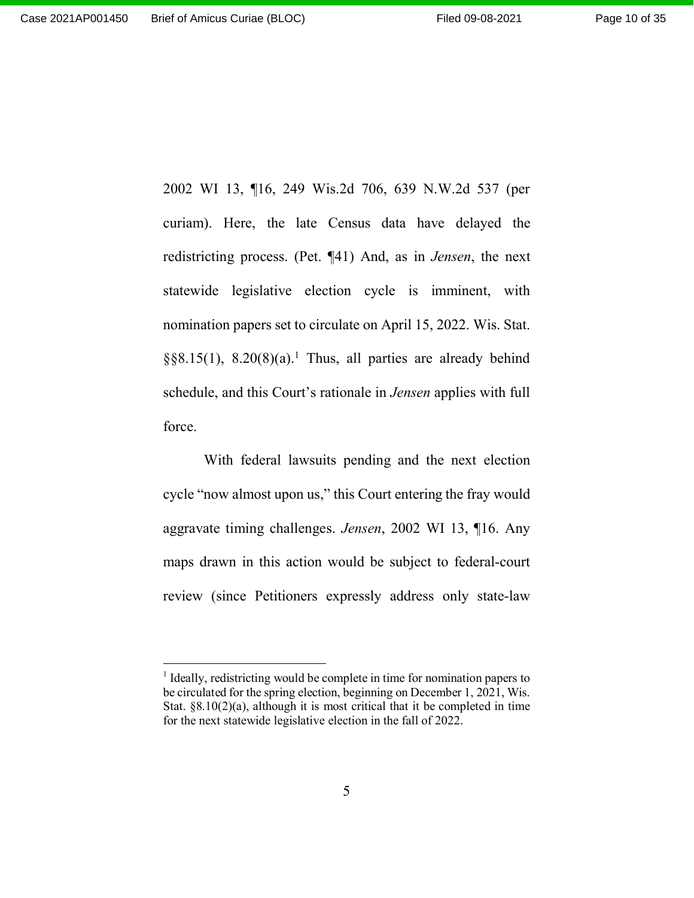2002 WI 13, ¶16, 249 Wis.2d 706, 639 N.W.2d 537 (per curiam). Here, the late Census data have delayed the redistricting process. (Pet. ¶41) And, as in *Jensen*, the next statewide legislative election cycle is imminent, with nomination papers set to circulate on April 15, 2022. Wis. Stat. §§8.15(1), 8.20(8)(a).[1] Thus, all parties are already behind schedule, and this Court's rationale in *Jensen* applies with full force.

With federal lawsuits pending and the next election cycle "now almost upon us," this Court entering the fray would aggravate timing challenges. *Jensen*, 2002 WI 13, ¶16. Any maps drawn in this action would be subject to federal-court review (since Petitioners expressly address only state-law

---

[1] Ideally, redistricting would be complete in time for nomination papers to be circulated for the spring election, beginning on December 1, 2021, Wis. Stat. §8.10(2)(a), although it is most critical that it be completed in time for the next statewide legislative election in the fall of 2022.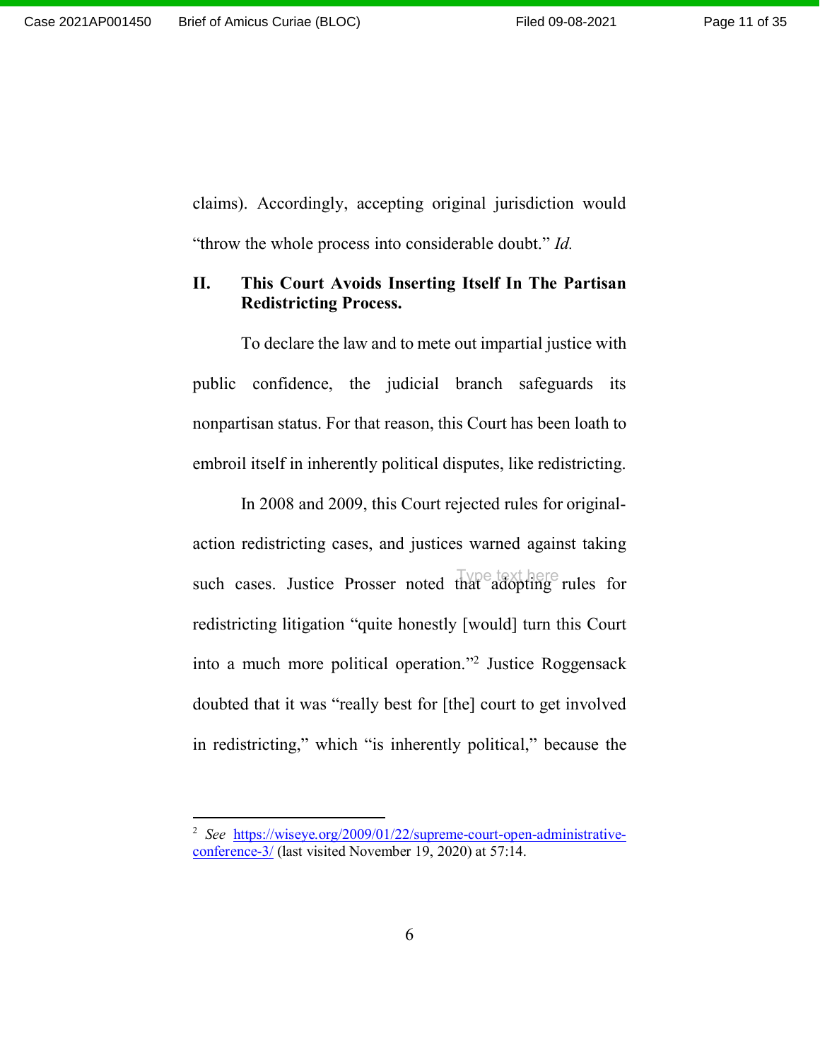claims). Accordingly, accepting original jurisdiction would "throw the whole process into considerable doubt." *Id.*

## II. This Court Avoids Inserting Itself In The Partisan Redistricting Process.

To declare the law and to mete out impartial justice with public confidence, the judicial branch safeguards its nonpartisan status. For that reason, this Court has been loath to embroil itself in inherently political disputes, like redistricting.

In 2008 and 2009, this Court rejected rules for original-action redistricting cases, and justices warned against taking such cases. Justice Prosser noted that adopting rules for redistricting litigation "quite honestly [would] turn this Court into a much more political operation."[2] Justice Roggensack doubted that it was "really best for [the] court to get involved in redistricting," which "is inherently political," because the

---

[2] *See* https://wiseye.org/2009/01/22/supreme-court-open-administrative-conference-3/ (last visited November 19, 2020) at 57:14.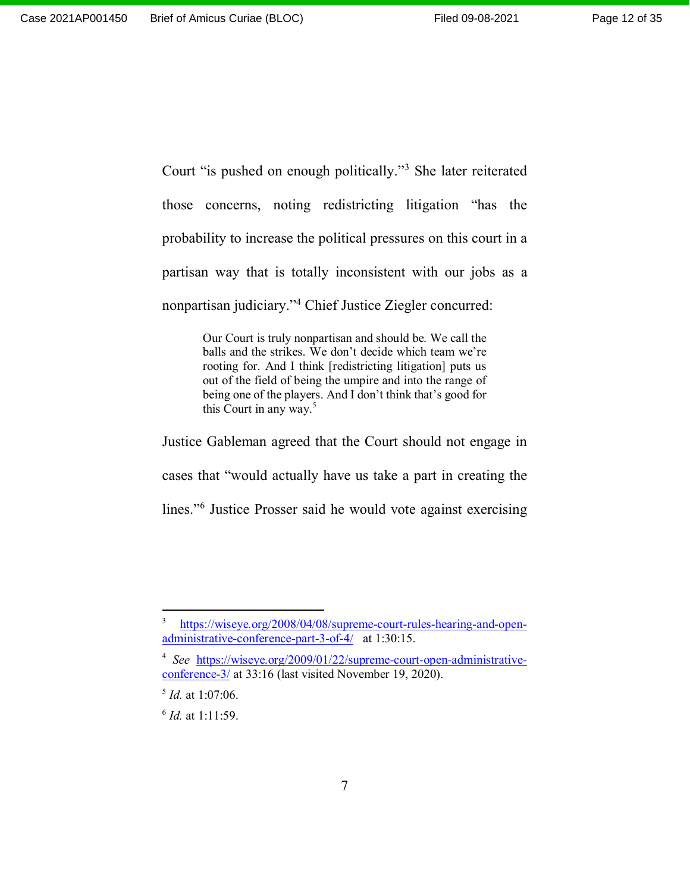Court "is pushed on enough politically."[3] She later reiterated those concerns, noting redistricting litigation "has the probability to increase the political pressures on this court in a partisan way that is totally inconsistent with our jobs as a nonpartisan judiciary."[4] Chief Justice Ziegler concurred:

> Our Court is truly nonpartisan and should be. We call the balls and the strikes. We don't decide which team we're rooting for. And I think [redistricting litigation] puts us out of the field of being the umpire and into the range of being one of the players. And I don't think that's good for this Court in any way.[5]

Justice Gableman agreed that the Court should not engage in cases that "would actually have us take a part in creating the lines."[6] Justice Prosser said he would vote against exercising

---

[3] https://wiseye.org/2008/04/08/supreme-court-rules-hearing-and-open-administrative-conference-part-3-of-4/ at 1:30:15.

[4] *See* https://wiseye.org/2009/01/22/supreme-court-open-administrative-conference-3/ at 33:16 (last visited November 19, 2020).

[5] *Id.* at 1:07:06.

[6] *Id.* at 1:11:59.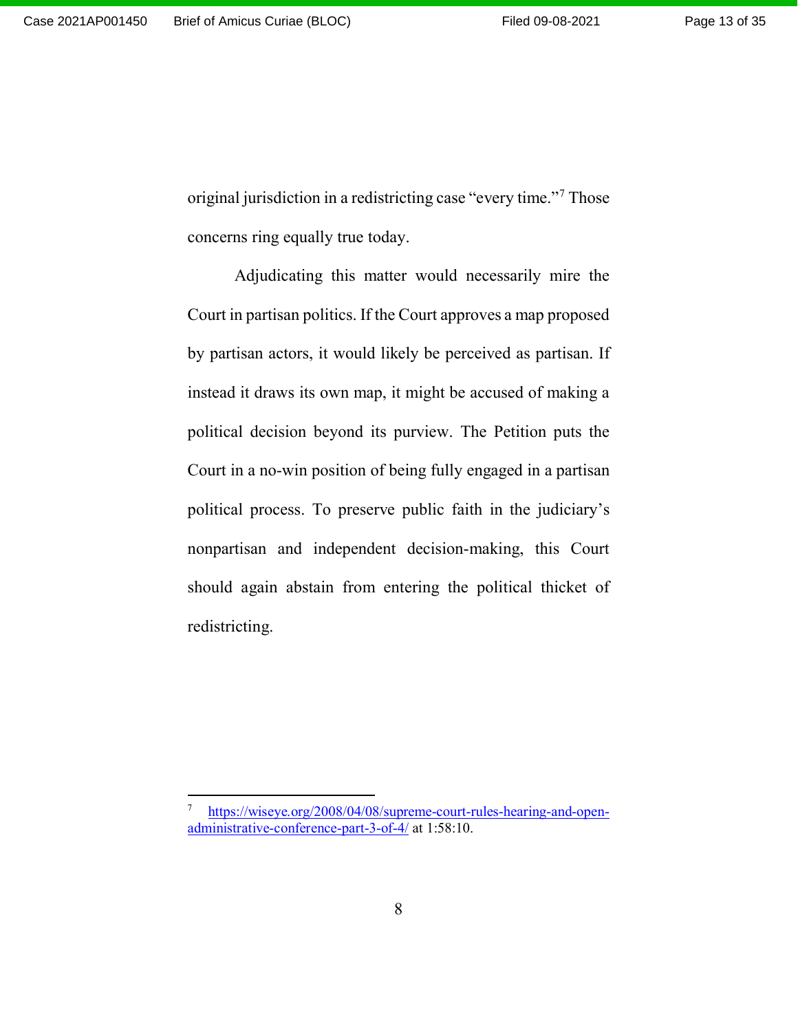original jurisdiction in a redistricting case "every time."[7] Those concerns ring equally true today.

Adjudicating this matter would necessarily mire the Court in partisan politics. If the Court approves a map proposed by partisan actors, it would likely be perceived as partisan. If instead it draws its own map, it might be accused of making a political decision beyond its purview. The Petition puts the Court in a no-win position of being fully engaged in a partisan political process. To preserve public faith in the judiciary's nonpartisan and independent decision-making, this Court should again abstain from entering the political thicket of redistricting.

---

[7] https://wiseye.org/2008/04/08/supreme-court-rules-hearing-and-open-administrative-conference-part-3-of-4/ at 1:58:10.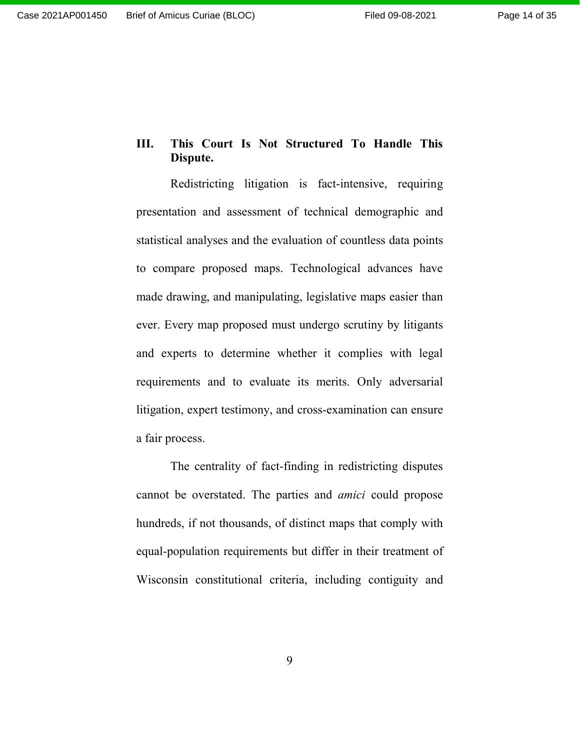## III. This Court Is Not Structured To Handle This Dispute.

Redistricting litigation is fact-intensive, requiring presentation and assessment of technical demographic and statistical analyses and the evaluation of countless data points to compare proposed maps. Technological advances have made drawing, and manipulating, legislative maps easier than ever. Every map proposed must undergo scrutiny by litigants and experts to determine whether it complies with legal requirements and to evaluate its merits. Only adversarial litigation, expert testimony, and cross-examination can ensure a fair process.

The centrality of fact-finding in redistricting disputes cannot be overstated. The parties and *amici* could propose hundreds, if not thousands, of distinct maps that comply with equal-population requirements but differ in their treatment of Wisconsin constitutional criteria, including contiguity and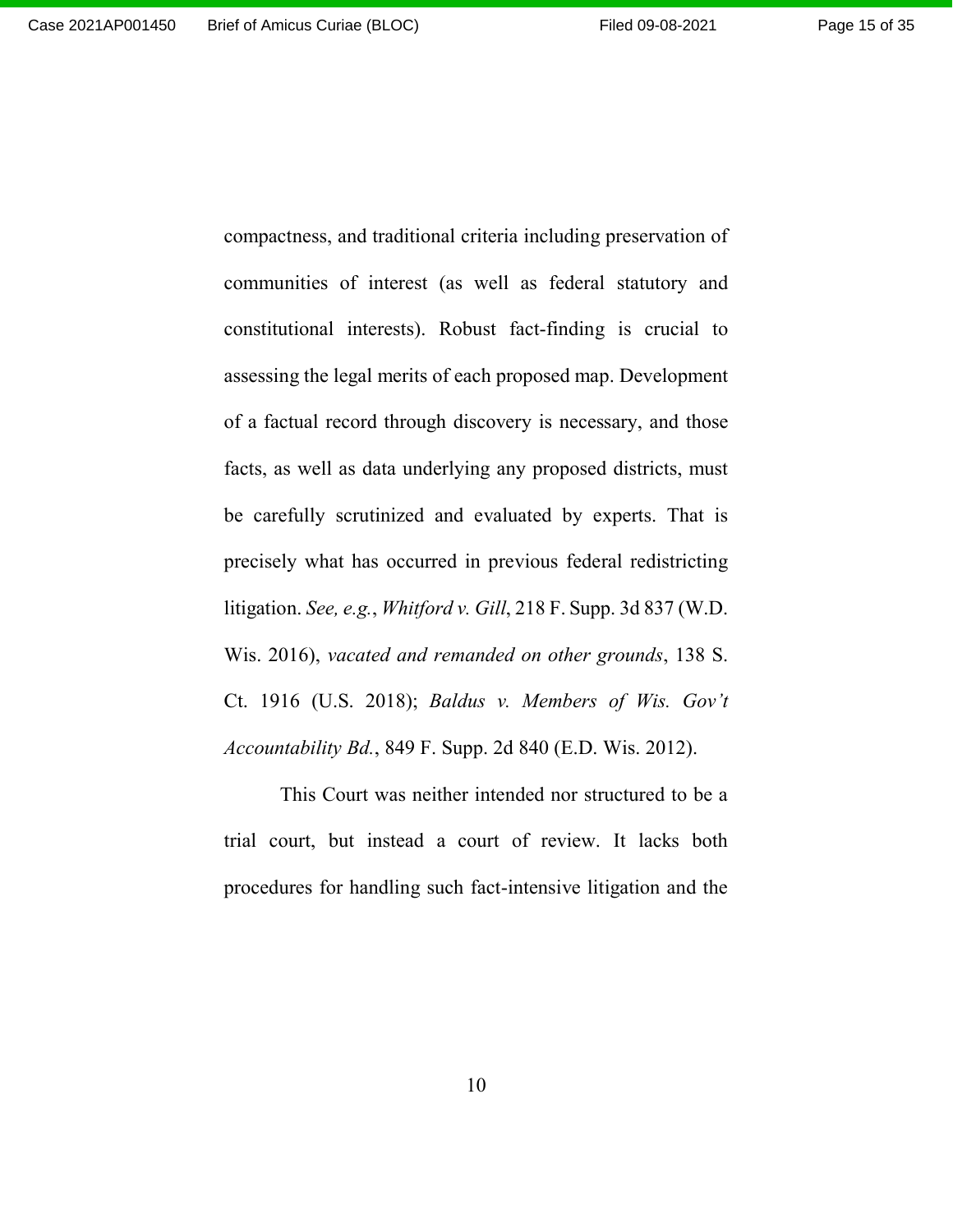compactness, and traditional criteria including preservation of communities of interest (as well as federal statutory and constitutional interests). Robust fact-finding is crucial to assessing the legal merits of each proposed map. Development of a factual record through discovery is necessary, and those facts, as well as data underlying any proposed districts, must be carefully scrutinized and evaluated by experts. That is precisely what has occurred in previous federal redistricting litigation. *See, e.g.*, *Whitford v. Gill*, 218 F. Supp. 3d 837 (W.D. Wis. 2016), *vacated and remanded on other grounds*, 138 S. Ct. 1916 (U.S. 2018); *Baldus v. Members of Wis. Gov't Accountability Bd.*, 849 F. Supp. 2d 840 (E.D. Wis. 2012).

This Court was neither intended nor structured to be a trial court, but instead a court of review. It lacks both procedures for handling such fact-intensive litigation and the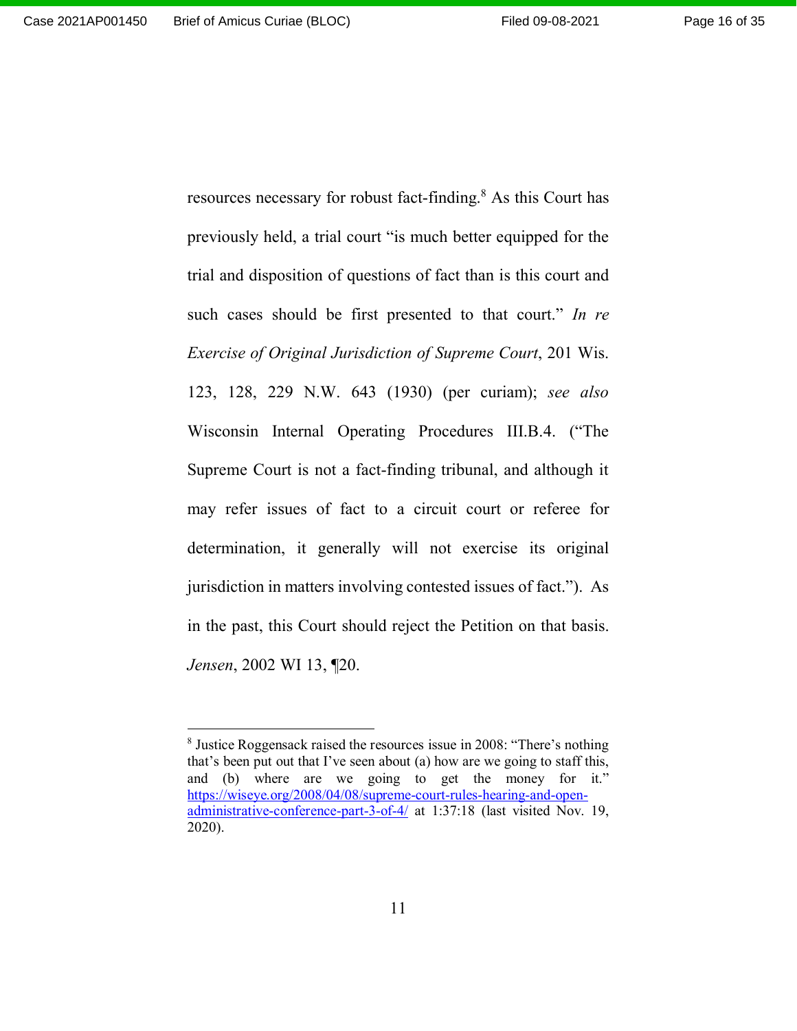resources necessary for robust fact-finding.[8] As this Court has previously held, a trial court "is much better equipped for the trial and disposition of questions of fact than is this court and such cases should be first presented to that court." *In re Exercise of Original Jurisdiction of Supreme Court*, 201 Wis. 123, 128, 229 N.W. 643 (1930) (per curiam); *see also* Wisconsin Internal Operating Procedures III.B.4. ("The Supreme Court is not a fact-finding tribunal, and although it may refer issues of fact to a circuit court or referee for determination, it generally will not exercise its original jurisdiction in matters involving contested issues of fact."). As in the past, this Court should reject the Petition on that basis. *Jensen*, 2002 WI 13, ¶20.

---

[8] Justice Roggensack raised the resources issue in 2008: "There's nothing that's been put out that I've seen about (a) how are we going to staff this, and (b) where are we going to get the money for it." https://wiseye.org/2008/04/08/supreme-court-rules-hearing-and-open-administrative-conference-part-3-of-4/ at 1:37:18 (last visited Nov. 19, 2020).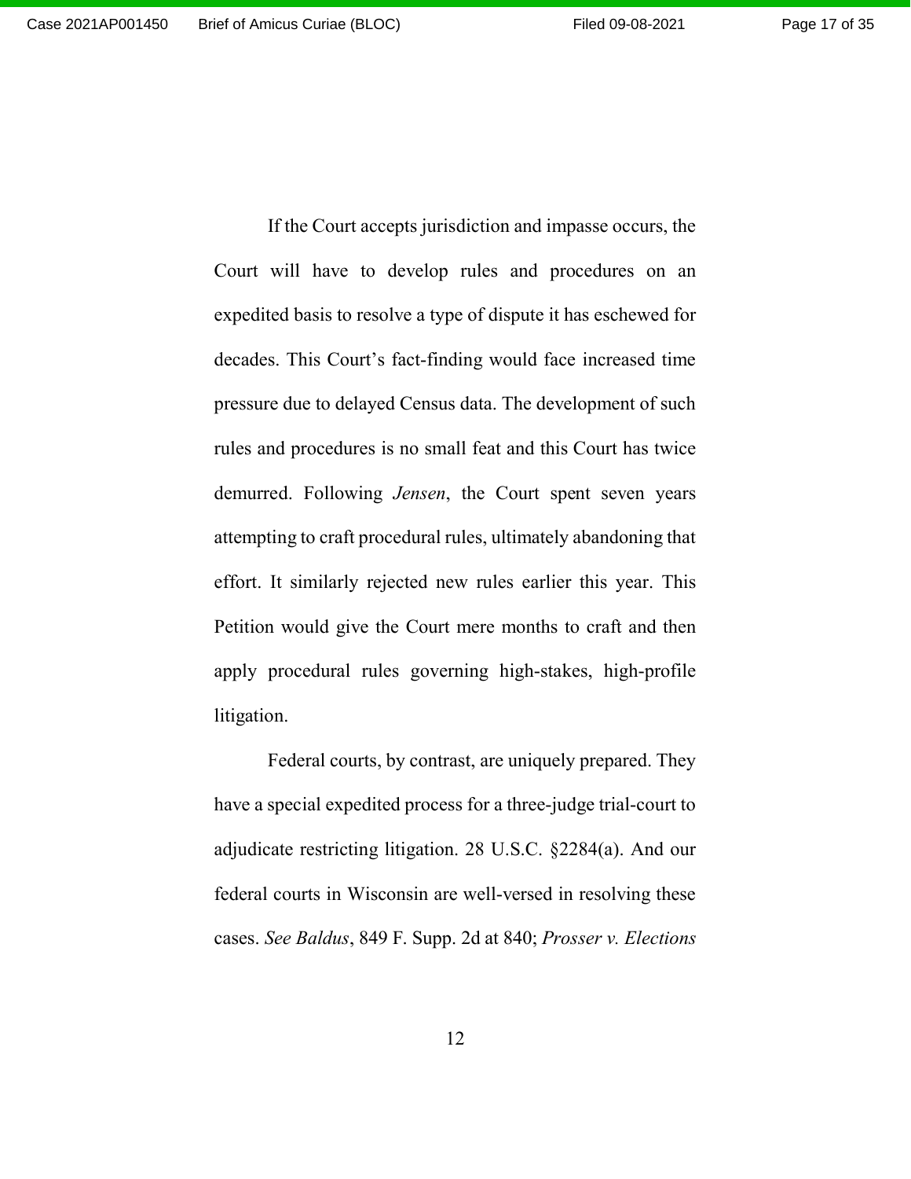If the Court accepts jurisdiction and impasse occurs, the Court will have to develop rules and procedures on an expedited basis to resolve a type of dispute it has eschewed for decades. This Court's fact-finding would face increased time pressure due to delayed Census data. The development of such rules and procedures is no small feat and this Court has twice demurred. Following *Jensen*, the Court spent seven years attempting to craft procedural rules, ultimately abandoning that effort. It similarly rejected new rules earlier this year. This Petition would give the Court mere months to craft and then apply procedural rules governing high-stakes, high-profile litigation.

Federal courts, by contrast, are uniquely prepared. They have a special expedited process for a three-judge trial-court to adjudicate restricting litigation. 28 U.S.C. §2284(a). And our federal courts in Wisconsin are well-versed in resolving these cases. *See Baldus*, 849 F. Supp. 2d at 840; *Prosser v. Elections*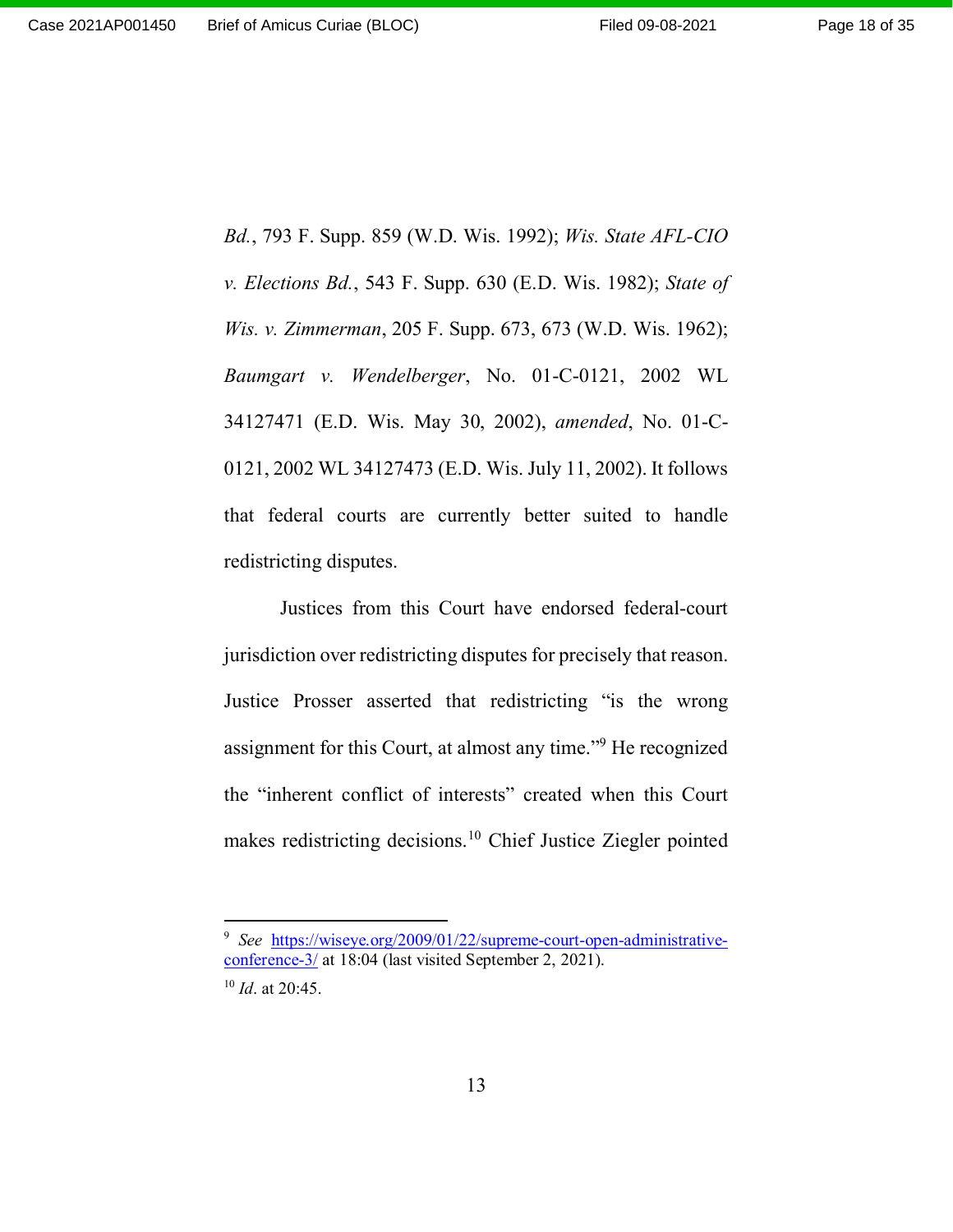*Bd.*, 793 F. Supp. 859 (W.D. Wis. 1992); *Wis. State AFL-CIO v. Elections Bd.*, 543 F. Supp. 630 (E.D. Wis. 1982); *State of Wis. v. Zimmerman*, 205 F. Supp. 673, 673 (W.D. Wis. 1962); *Baumgart v. Wendelberger*, No. 01-C-0121, 2002 WL 34127471 (E.D. Wis. May 30, 2002), *amended*, No. 01-C-0121, 2002 WL 34127473 (E.D. Wis. July 11, 2002). It follows that federal courts are currently better suited to handle redistricting disputes.

Justices from this Court have endorsed federal-court jurisdiction over redistricting disputes for precisely that reason. Justice Prosser asserted that redistricting "is the wrong assignment for this Court, at almost any time."[9] He recognized the "inherent conflict of interests" created when this Court makes redistricting decisions.[10] Chief Justice Ziegler pointed

---

[9] *See* https://wiseye.org/2009/01/22/supreme-court-open-administrative-conference-3/ at 18:04 (last visited September 2, 2021).

[10] *Id*. at 20:45.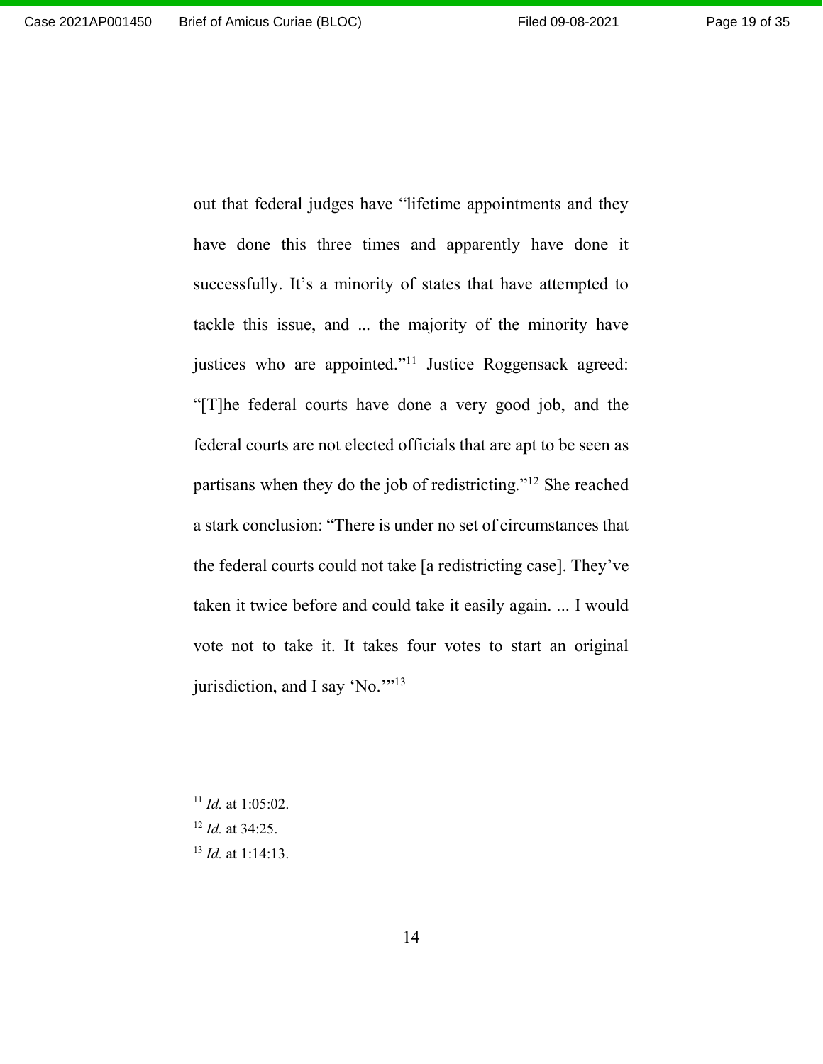out that federal judges have "lifetime appointments and they have done this three times and apparently have done it successfully. It's a minority of states that have attempted to tackle this issue, and ... the majority of the minority have justices who are appointed."[11] Justice Roggensack agreed: "[T]he federal courts have done a very good job, and the federal courts are not elected officials that are apt to be seen as partisans when they do the job of redistricting."[12] She reached a stark conclusion: "There is under no set of circumstances that the federal courts could not take [a redistricting case]. They've taken it twice before and could take it easily again. ... I would vote not to take it. It takes four votes to start an original jurisdiction, and I say 'No.'"[13]

---

[11] *Id.* at 1:05:02.

[12] *Id.* at 34:25.

[13] *Id.* at 1:14:13.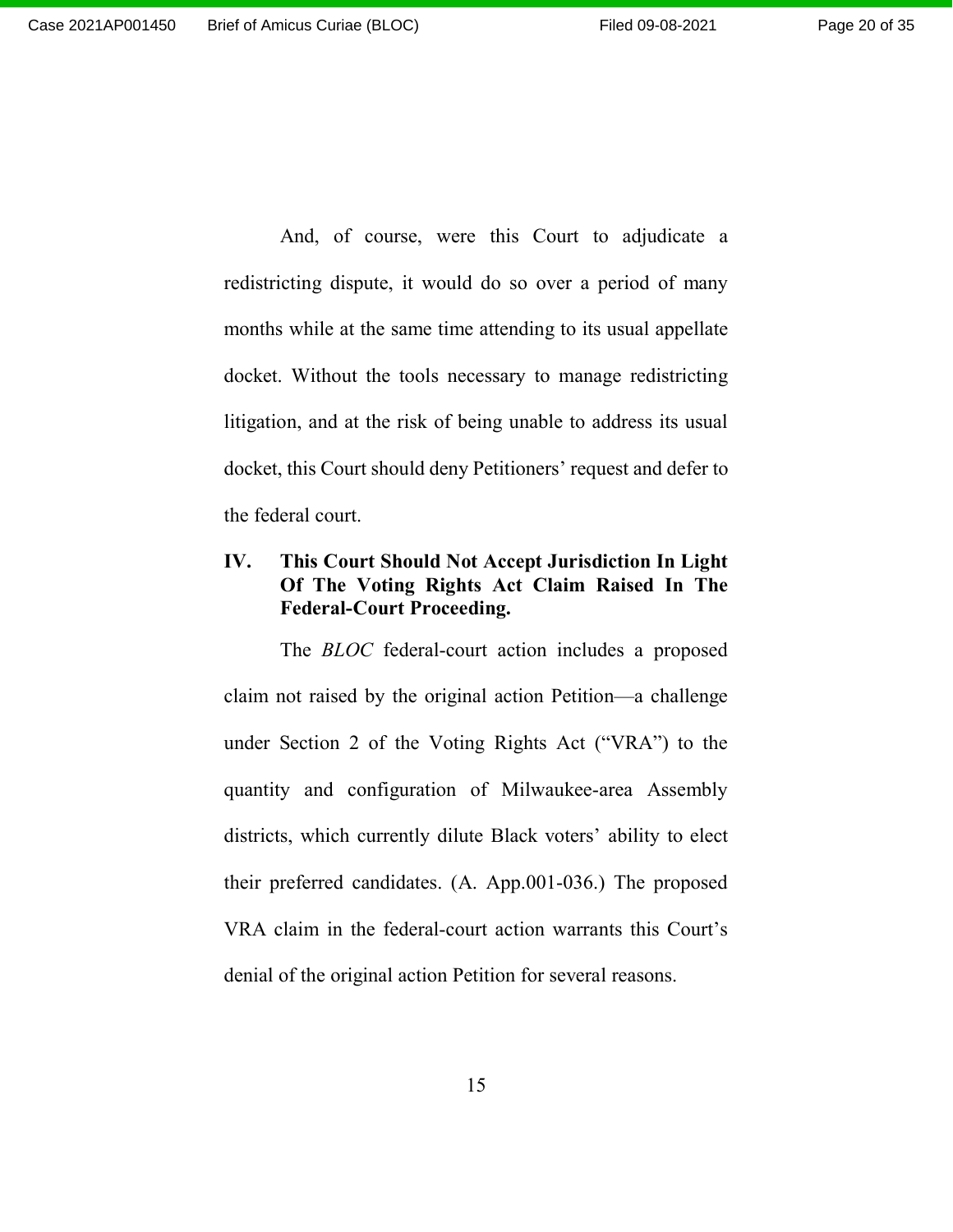And, of course, were this Court to adjudicate a redistricting dispute, it would do so over a period of many months while at the same time attending to its usual appellate docket. Without the tools necessary to manage redistricting litigation, and at the risk of being unable to address its usual docket, this Court should deny Petitioners' request and defer to the federal court.

## IV. This Court Should Not Accept Jurisdiction In Light Of The Voting Rights Act Claim Raised In The Federal-Court Proceeding.

The *BLOC* federal-court action includes a proposed claim not raised by the original action Petition—a challenge under Section 2 of the Voting Rights Act ("VRA") to the quantity and configuration of Milwaukee-area Assembly districts, which currently dilute Black voters' ability to elect their preferred candidates. (A. App.001-036.) The proposed VRA claim in the federal-court action warrants this Court's denial of the original action Petition for several reasons.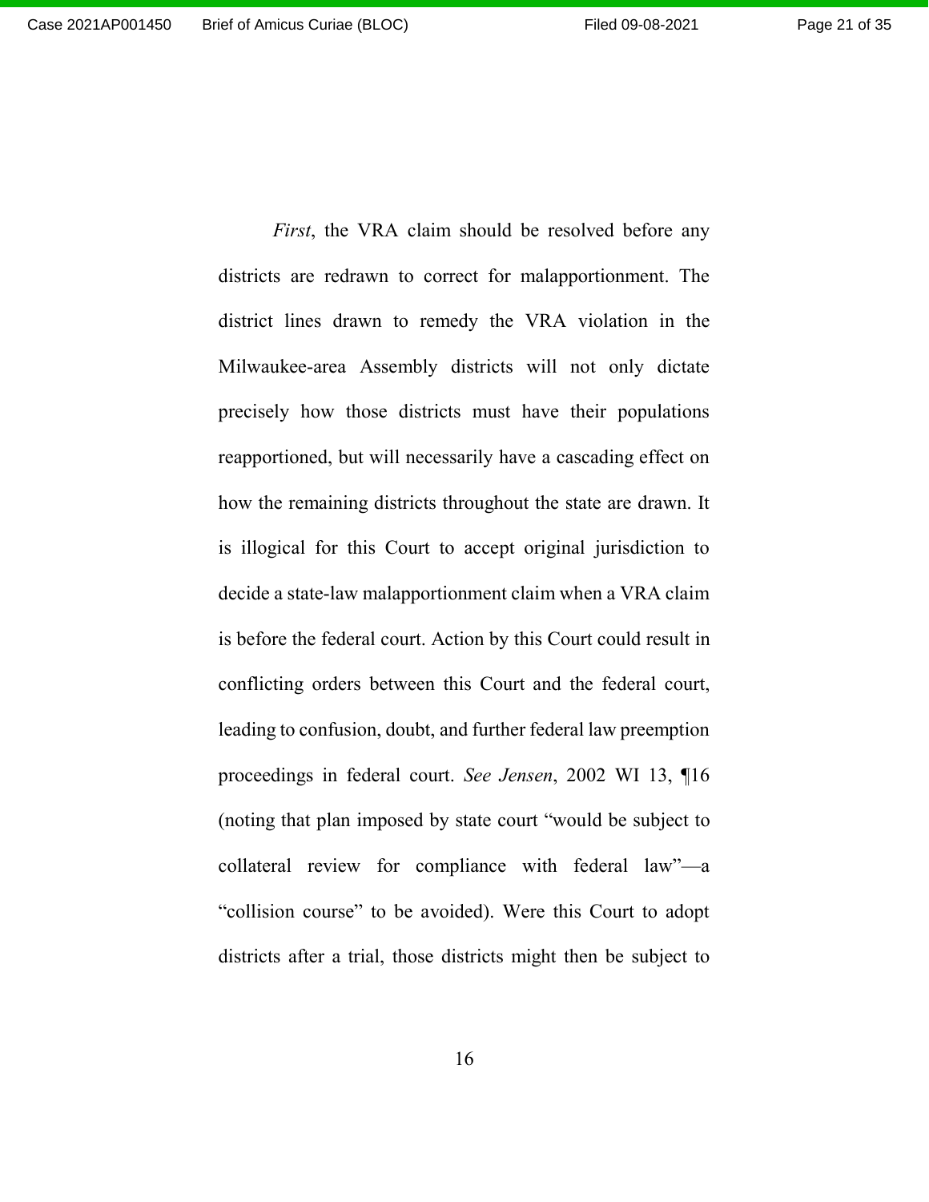*First*, the VRA claim should be resolved before any districts are redrawn to correct for malapportionment. The district lines drawn to remedy the VRA violation in the Milwaukee-area Assembly districts will not only dictate precisely how those districts must have their populations reapportioned, but will necessarily have a cascading effect on how the remaining districts throughout the state are drawn. It is illogical for this Court to accept original jurisdiction to decide a state-law malapportionment claim when a VRA claim is before the federal court. Action by this Court could result in conflicting orders between this Court and the federal court, leading to confusion, doubt, and further federal law preemption proceedings in federal court. *See Jensen*, 2002 WI 13, ¶16 (noting that plan imposed by state court "would be subject to collateral review for compliance with federal law"—a "collision course" to be avoided). Were this Court to adopt districts after a trial, those districts might then be subject to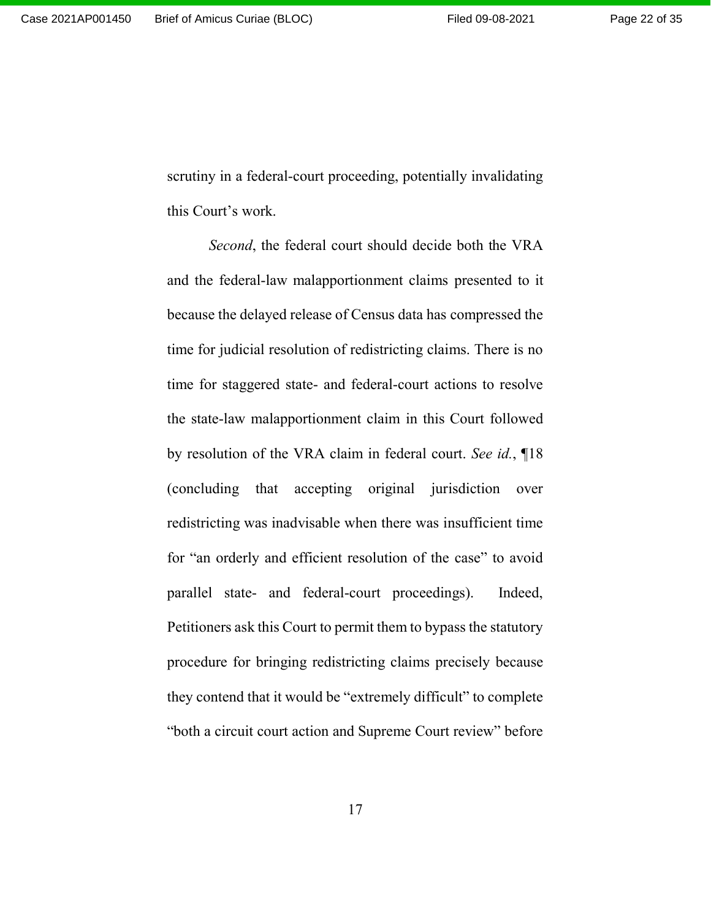scrutiny in a federal-court proceeding, potentially invalidating this Court's work.

*Second*, the federal court should decide both the VRA and the federal-law malapportionment claims presented to it because the delayed release of Census data has compressed the time for judicial resolution of redistricting claims. There is no time for staggered state- and federal-court actions to resolve the state-law malapportionment claim in this Court followed by resolution of the VRA claim in federal court. *See id.*, ¶18 (concluding that accepting original jurisdiction over redistricting was inadvisable when there was insufficient time for "an orderly and efficient resolution of the case" to avoid parallel state- and federal-court proceedings). Indeed, Petitioners ask this Court to permit them to bypass the statutory procedure for bringing redistricting claims precisely because they contend that it would be "extremely difficult" to complete "both a circuit court action and Supreme Court review" before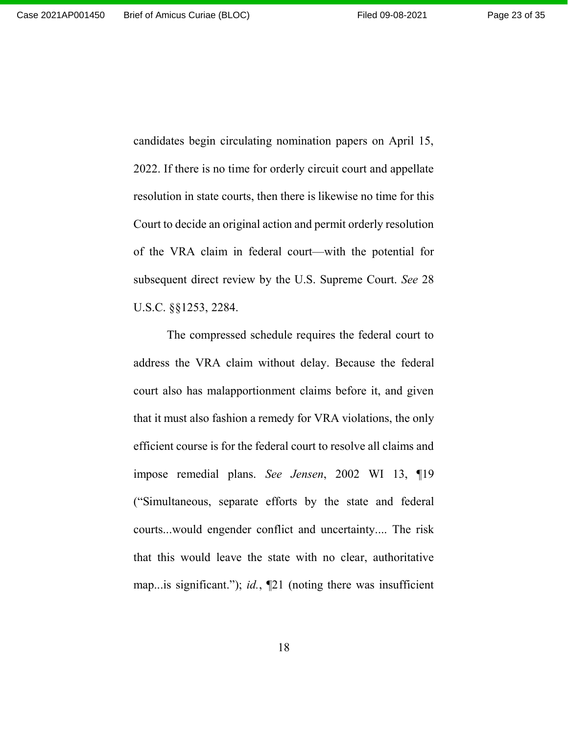candidates begin circulating nomination papers on April 15, 2022. If there is no time for orderly circuit court and appellate resolution in state courts, then there is likewise no time for this Court to decide an original action and permit orderly resolution of the VRA claim in federal court—with the potential for subsequent direct review by the U.S. Supreme Court. *See* 28 U.S.C. §§1253, 2284.

The compressed schedule requires the federal court to address the VRA claim without delay. Because the federal court also has malapportionment claims before it, and given that it must also fashion a remedy for VRA violations, the only efficient course is for the federal court to resolve all claims and impose remedial plans. *See Jensen*, 2002 WI 13, ¶19 ("Simultaneous, separate efforts by the state and federal courts...would engender conflict and uncertainty.... The risk that this would leave the state with no clear, authoritative map...is significant."); *id.*, ¶21 (noting there was insufficient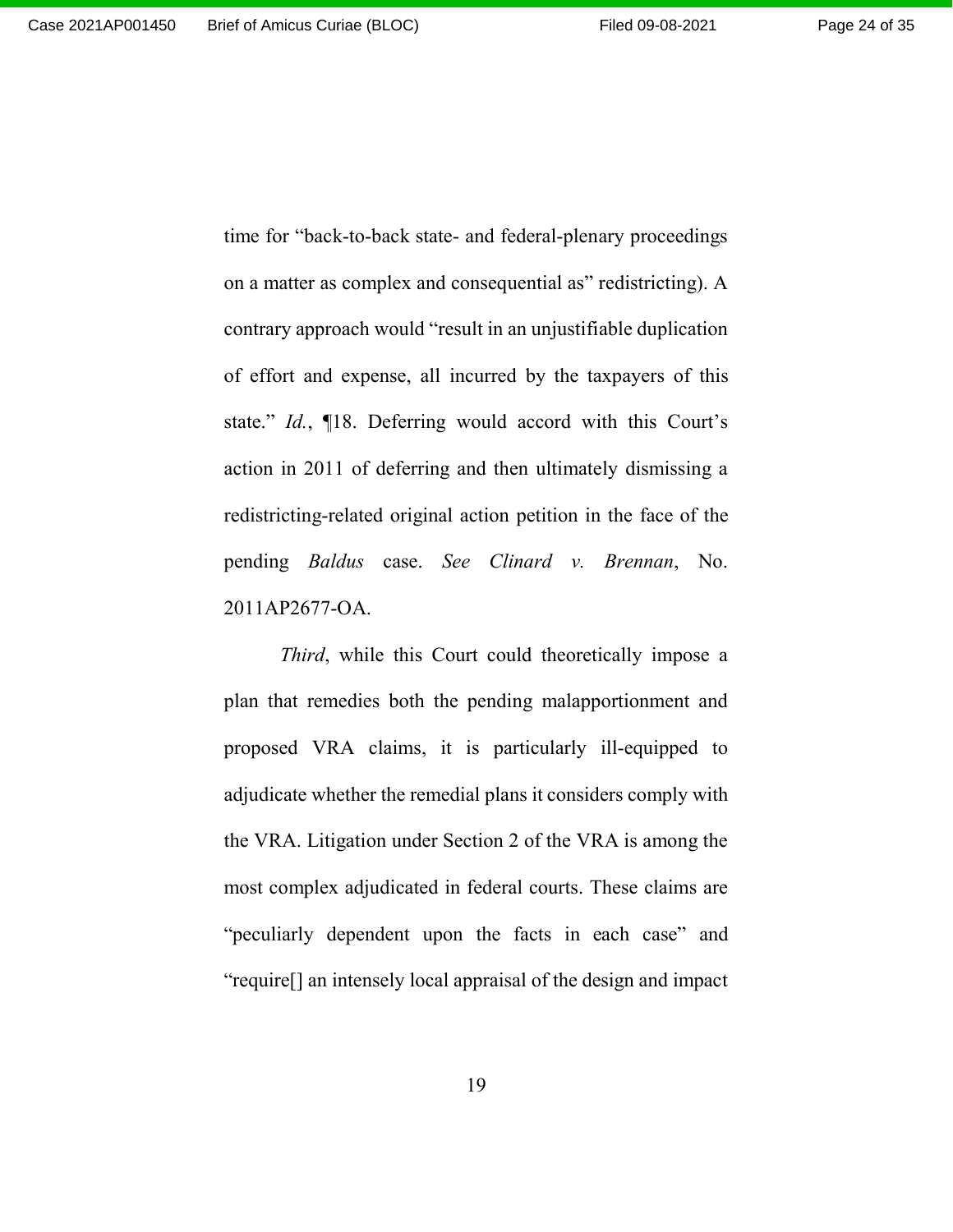time for "back-to-back state- and federal-plenary proceedings on a matter as complex and consequential as" redistricting). A contrary approach would "result in an unjustifiable duplication of effort and expense, all incurred by the taxpayers of this state." *Id.*, ¶18. Deferring would accord with this Court's action in 2011 of deferring and then ultimately dismissing a redistricting-related original action petition in the face of the pending *Baldus* case. *See Clinard v. Brennan*, No. 2011AP2677-OA.

*Third*, while this Court could theoretically impose a plan that remedies both the pending malapportionment and proposed VRA claims, it is particularly ill-equipped to adjudicate whether the remedial plans it considers comply with the VRA. Litigation under Section 2 of the VRA is among the most complex adjudicated in federal courts. These claims are "peculiarly dependent upon the facts in each case" and "require[] an intensely local appraisal of the design and impact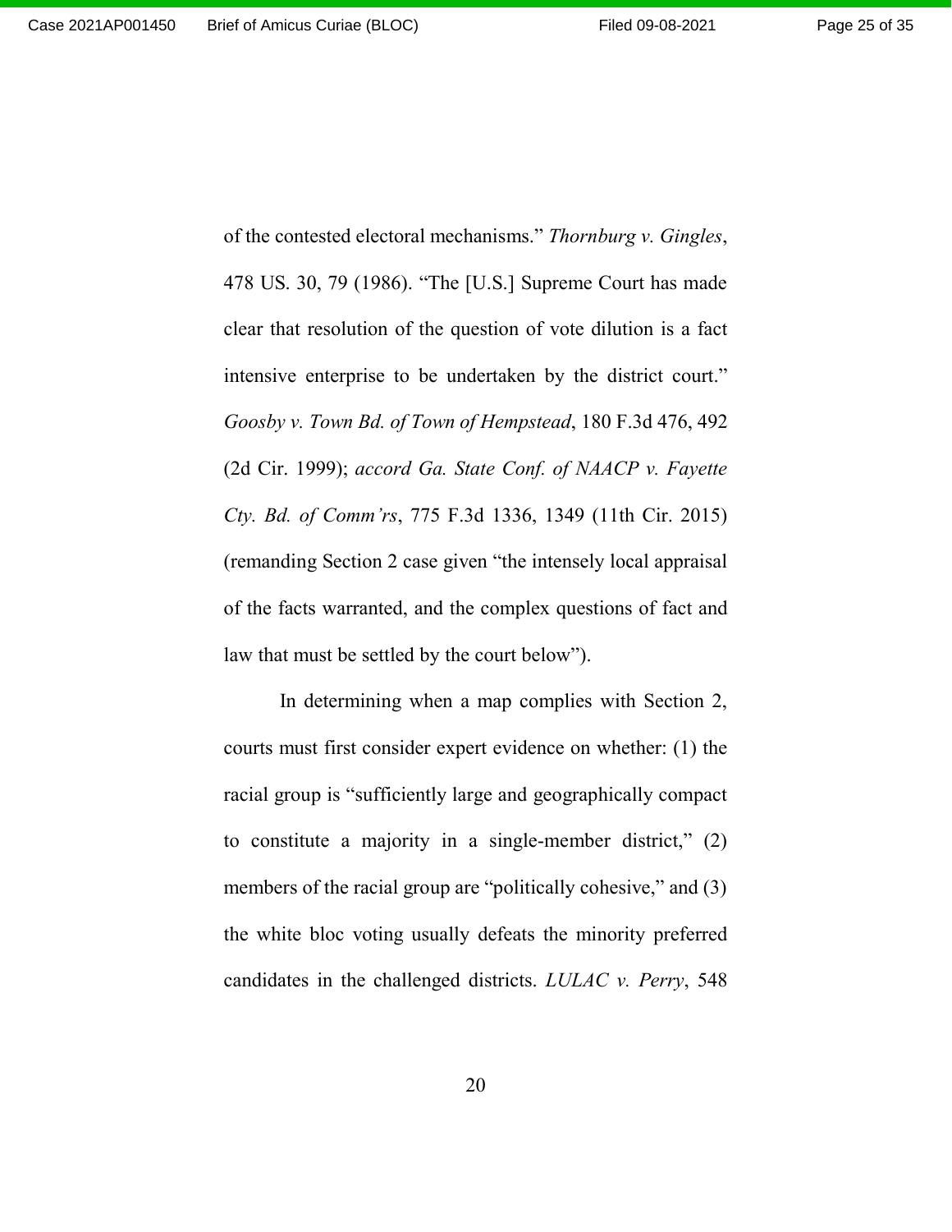of the contested electoral mechanisms." *Thornburg v. Gingles*, 478 US. 30, 79 (1986). "The [U.S.] Supreme Court has made clear that resolution of the question of vote dilution is a fact intensive enterprise to be undertaken by the district court." *Goosby v. Town Bd. of Town of Hempstead*, 180 F.3d 476, 492 (2d Cir. 1999); *accord Ga. State Conf. of NAACP v. Fayette Cty. Bd. of Comm'rs*, 775 F.3d 1336, 1349 (11th Cir. 2015) (remanding Section 2 case given "the intensely local appraisal of the facts warranted, and the complex questions of fact and law that must be settled by the court below").

In determining when a map complies with Section 2, courts must first consider expert evidence on whether: (1) the racial group is "sufficiently large and geographically compact to constitute a majority in a single-member district," (2) members of the racial group are "politically cohesive," and (3) the white bloc voting usually defeats the minority preferred candidates in the challenged districts. *LULAC v. Perry*, 548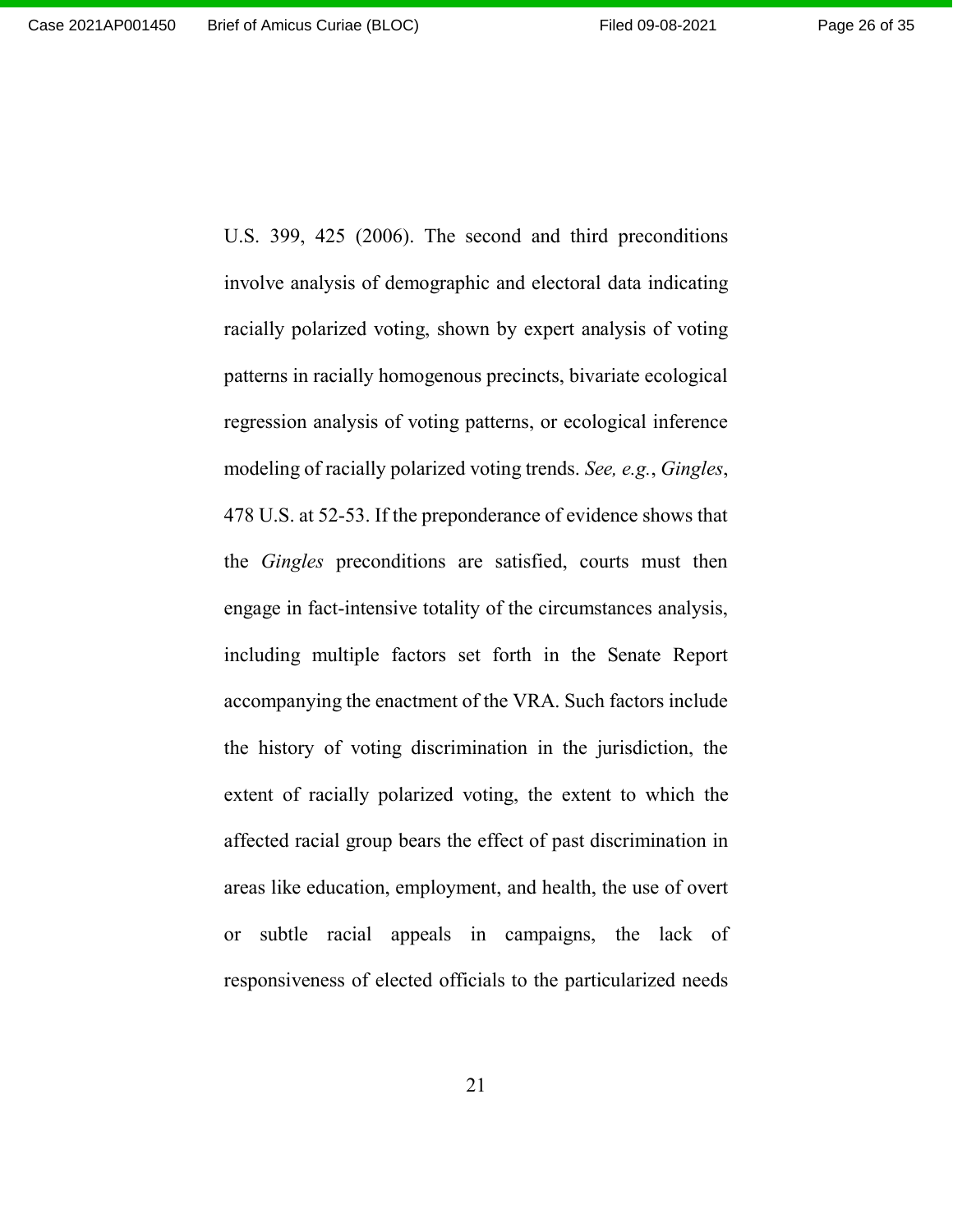U.S. 399, 425 (2006). The second and third preconditions involve analysis of demographic and electoral data indicating racially polarized voting, shown by expert analysis of voting patterns in racially homogenous precincts, bivariate ecological regression analysis of voting patterns, or ecological inference modeling of racially polarized voting trends. *See, e.g.*, *Gingles*, 478 U.S. at 52-53. If the preponderance of evidence shows that the *Gingles* preconditions are satisfied, courts must then engage in fact-intensive totality of the circumstances analysis, including multiple factors set forth in the Senate Report accompanying the enactment of the VRA. Such factors include the history of voting discrimination in the jurisdiction, the extent of racially polarized voting, the extent to which the affected racial group bears the effect of past discrimination in areas like education, employment, and health, the use of overt or subtle racial appeals in campaigns, the lack of responsiveness of elected officials to the particularized needs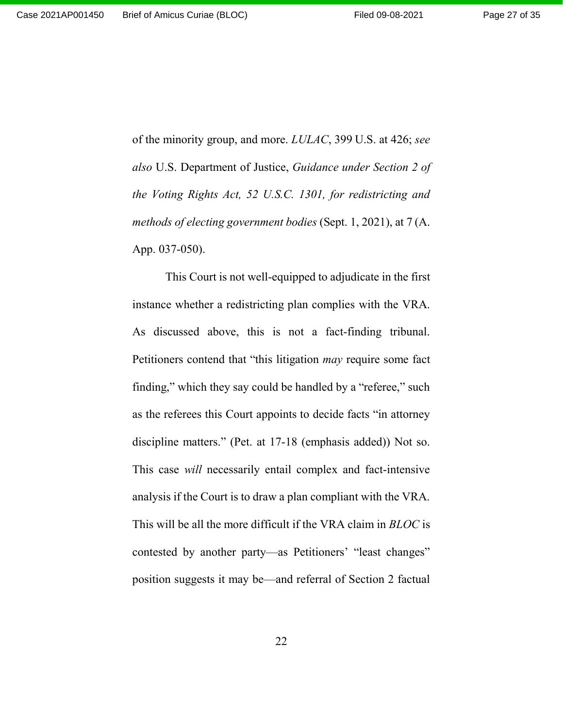of the minority group, and more. *LULAC*, 399 U.S. at 426; *see also* U.S. Department of Justice, *Guidance under Section 2 of the Voting Rights Act, 52 U.S.C. 1301, for redistricting and methods of electing government bodies* (Sept. 1, 2021), at 7 (A. App. 037-050).

This Court is not well-equipped to adjudicate in the first instance whether a redistricting plan complies with the VRA. As discussed above, this is not a fact-finding tribunal. Petitioners contend that "this litigation *may* require some fact finding," which they say could be handled by a "referee," such as the referees this Court appoints to decide facts "in attorney discipline matters." (Pet. at 17-18 (emphasis added)) Not so. This case *will* necessarily entail complex and fact-intensive analysis if the Court is to draw a plan compliant with the VRA. This will be all the more difficult if the VRA claim in *BLOC* is contested by another party—as Petitioners' "least changes" position suggests it may be—and referral of Section 2 factual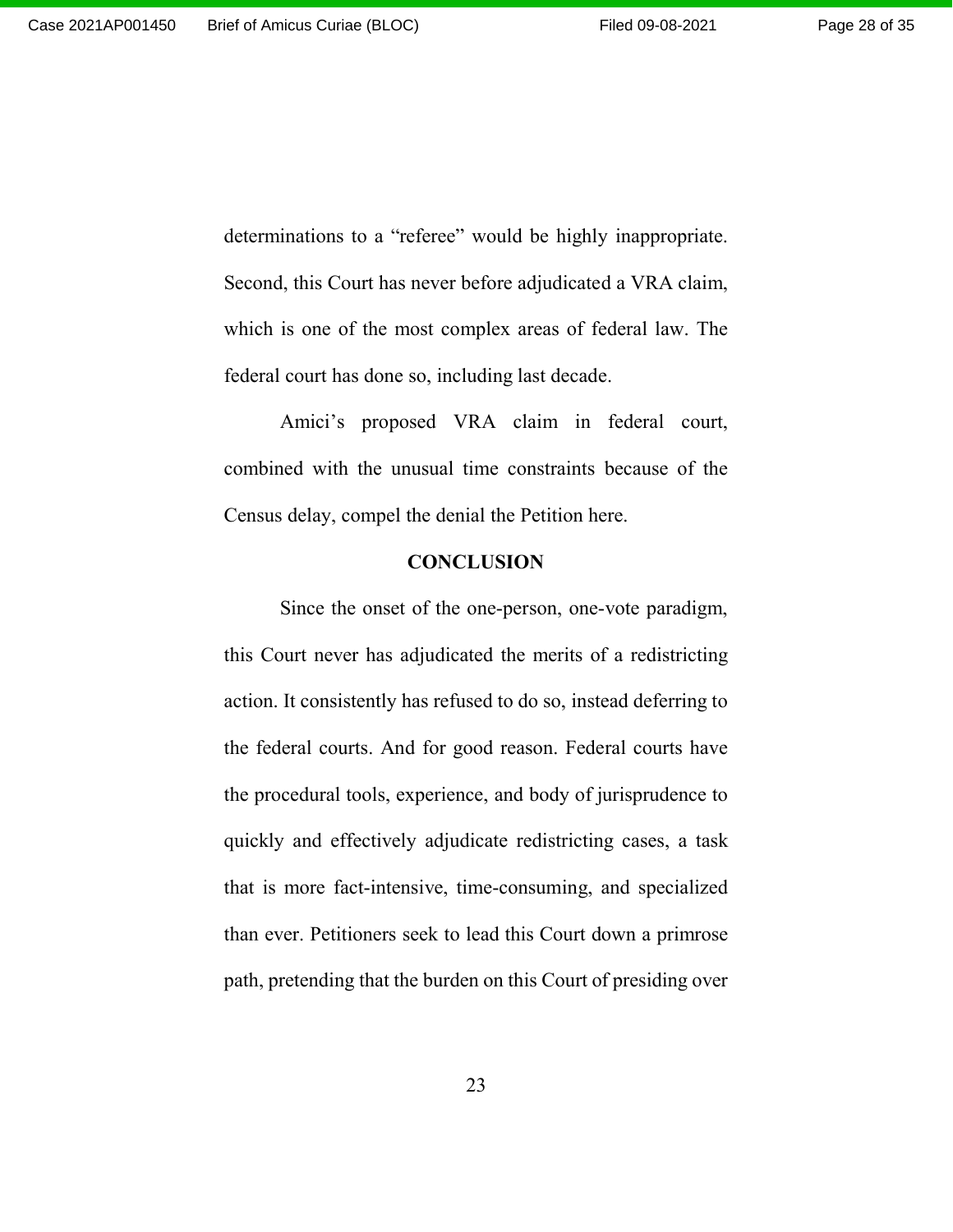determinations to a "referee" would be highly inappropriate. Second, this Court has never before adjudicated a VRA claim, which is one of the most complex areas of federal law. The federal court has done so, including last decade.

Amici's proposed VRA claim in federal court, combined with the unusual time constraints because of the Census delay, compel the denial the Petition here.

## CONCLUSION

Since the onset of the one-person, one-vote paradigm, this Court never has adjudicated the merits of a redistricting action. It consistently has refused to do so, instead deferring to the federal courts. And for good reason. Federal courts have the procedural tools, experience, and body of jurisprudence to quickly and effectively adjudicate redistricting cases, a task that is more fact-intensive, time-consuming, and specialized than ever. Petitioners seek to lead this Court down a primrose path, pretending that the burden on this Court of presiding over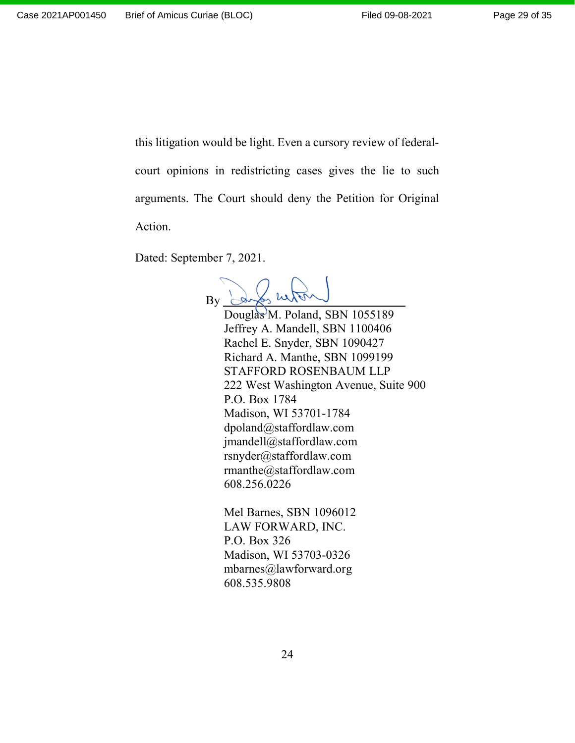this litigation would be light. Even a cursory review of federal-court opinions in redistricting cases gives the lie to such arguments. The Court should deny the Petition for Original Action.

Dated: September 7, 2021.

By ______________________________

Douglas M. Poland, SBN 1055189
Jeffrey A. Mandell, SBN 1100406
Rachel E. Snyder, SBN 1090427
Richard A. Manthe, SBN 1099199
STAFFORD ROSENBAUM LLP
222 West Washington Avenue, Suite 900
P.O. Box 1784
Madison, WI 53701-1784
dpoland@staffordlaw.com
jmandell@staffordlaw.com
rsnyder@staffordlaw.com
rmanthe@staffordlaw.com
608.256.0226

Mel Barnes, SBN 1096012
LAW FORWARD, INC.
P.O. Box 326
Madison, WI 53703-0326
mbarnes@lawforward.org
608.535.9808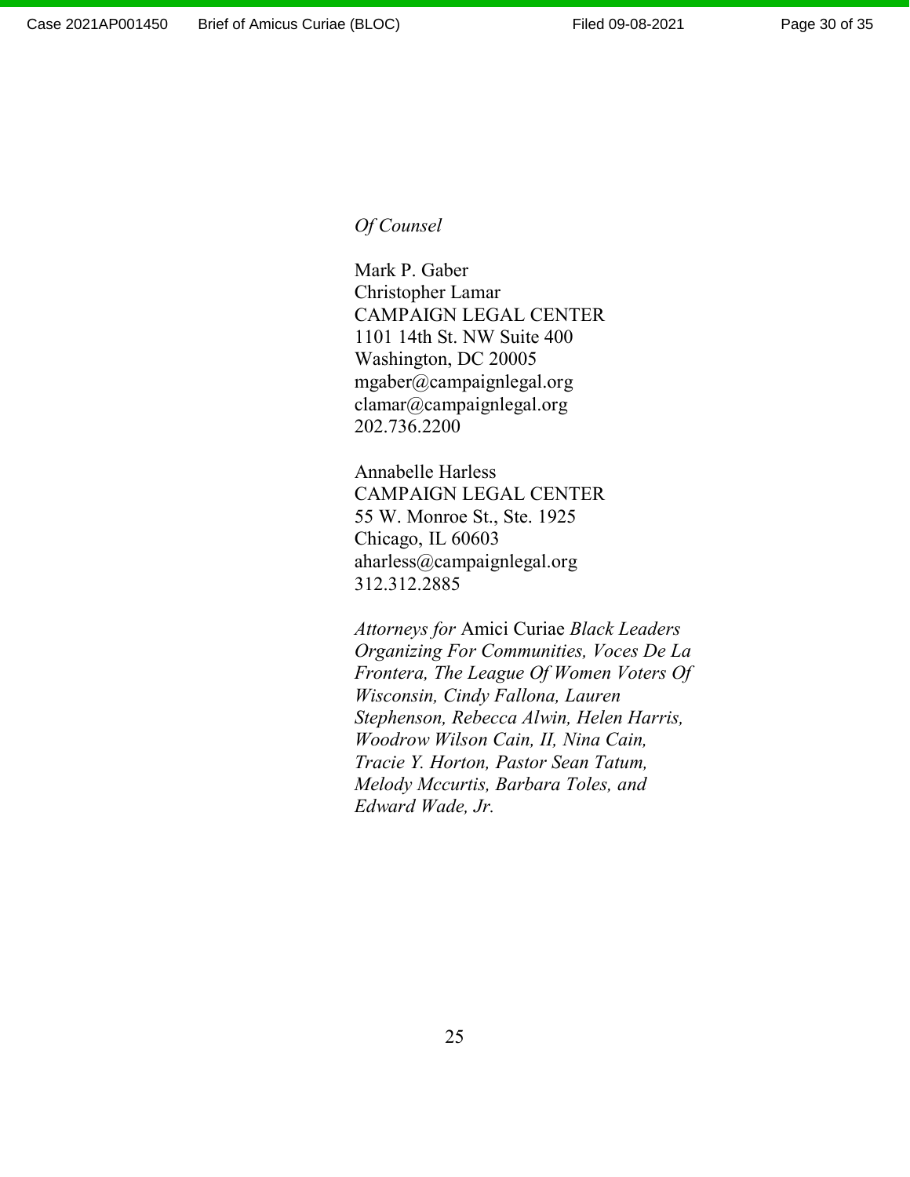*Of Counsel*

Mark P. Gaber
Christopher Lamar
CAMPAIGN LEGAL CENTER
1101 14th St. NW Suite 400
Washington, DC 20005
mgaber@campaignlegal.org
clamar@campaignlegal.org
202.736.2200

Annabelle Harless
CAMPAIGN LEGAL CENTER
55 W. Monroe St., Ste. 1925
Chicago, IL 60603
aharless@campaignlegal.org
312.312.2885

*Attorneys for* Amici Curiae *Black Leaders Organizing For Communities, Voces De La Frontera, The League Of Women Voters Of Wisconsin, Cindy Fallona, Lauren Stephenson, Rebecca Alwin, Helen Harris, Woodrow Wilson Cain, II, Nina Cain, Tracie Y. Horton, Pastor Sean Tatum, Melody Mccurtis, Barbara Toles, and Edward Wade, Jr.*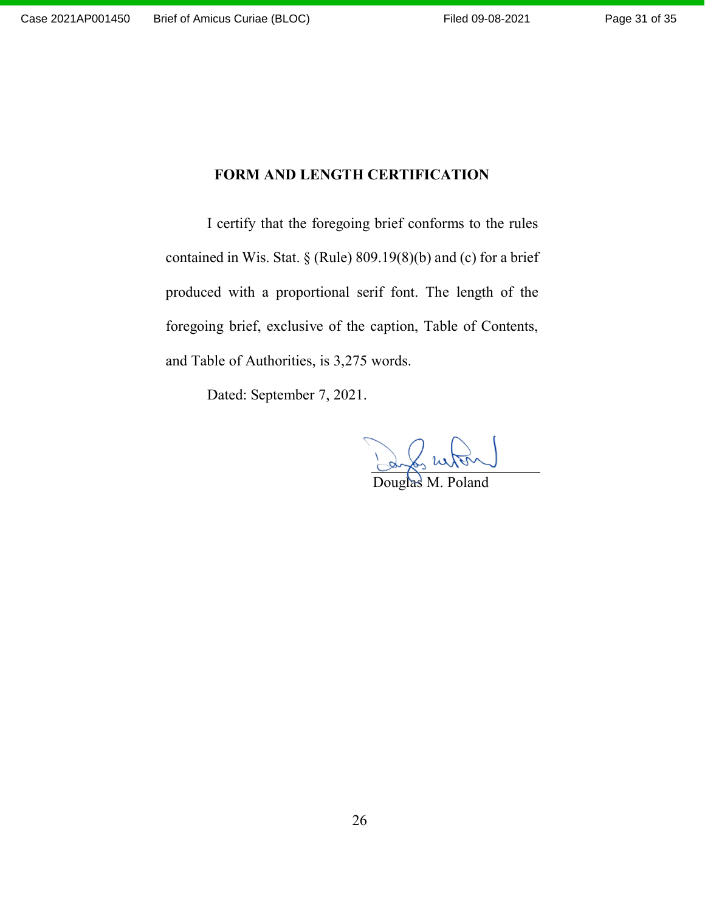## FORM AND LENGTH CERTIFICATION

I certify that the foregoing brief conforms to the rules contained in Wis. Stat. § (Rule) 809.19(8)(b) and (c) for a brief produced with a proportional serif font. The length of the foregoing brief, exclusive of the caption, Table of Contents, and Table of Authorities, is 3,275 words.

Dated: September 7, 2021.

Douglas M. Poland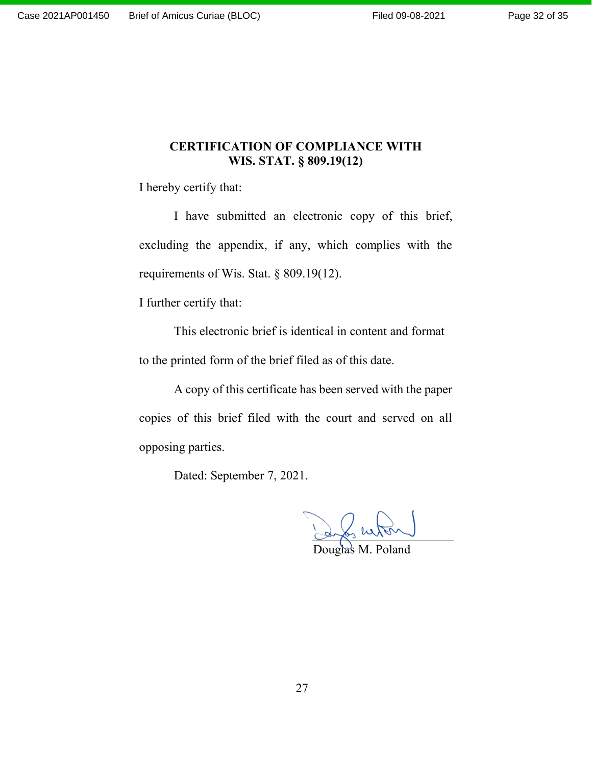## CERTIFICATION OF COMPLIANCE WITH WIS. STAT. § 809.19(12)

I hereby certify that:

I have submitted an electronic copy of this brief, excluding the appendix, if any, which complies with the requirements of Wis. Stat. § 809.19(12).

I further certify that:

This electronic brief is identical in content and format to the printed form of the brief filed as of this date.

A copy of this certificate has been served with the paper copies of this brief filed with the court and served on all opposing parties.

Dated: September 7, 2021.

Douglas M. Poland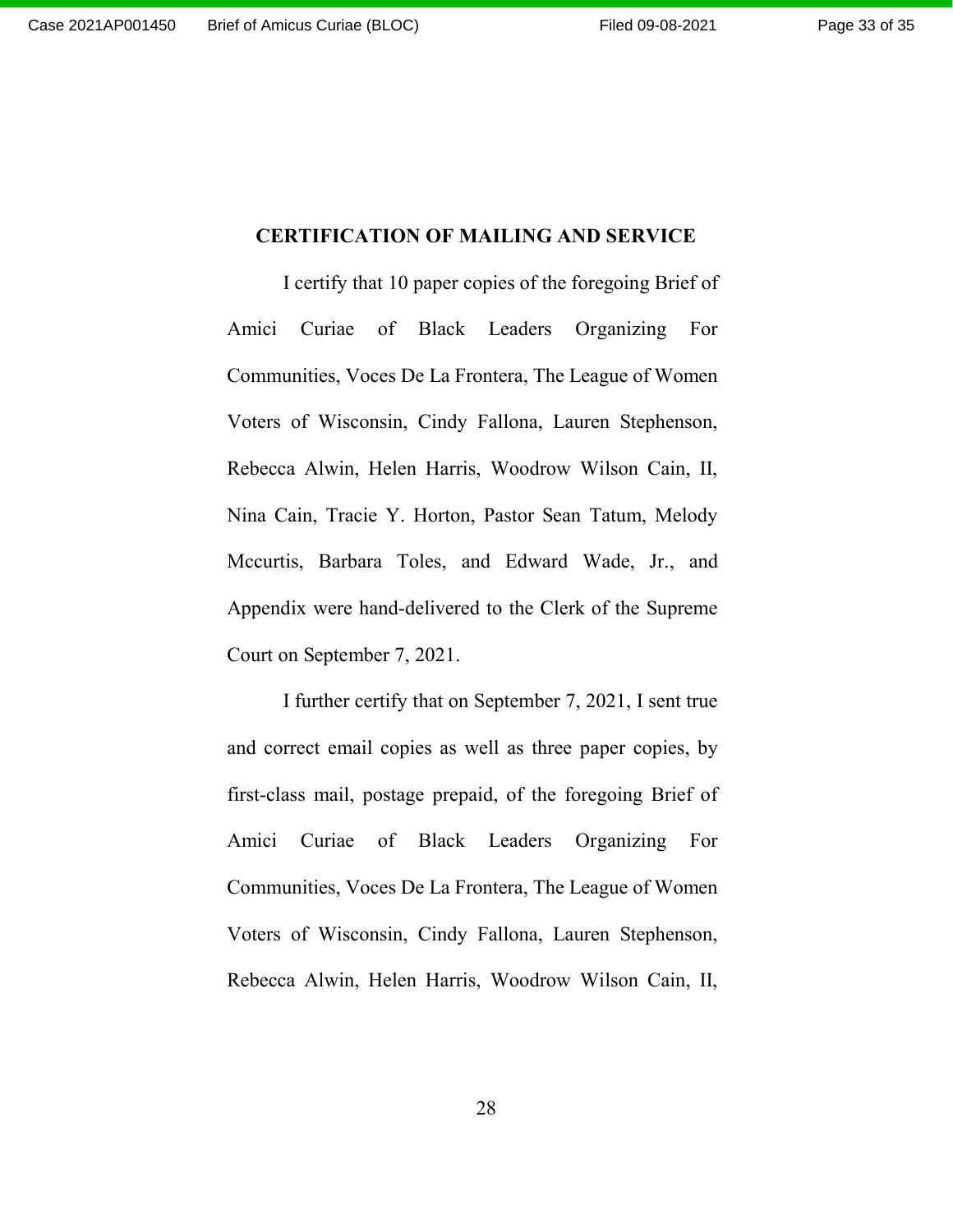## CERTIFICATION OF MAILING AND SERVICE

I certify that 10 paper copies of the foregoing Brief of Amici Curiae of Black Leaders Organizing For Communities, Voces De La Frontera, The League of Women Voters of Wisconsin, Cindy Fallona, Lauren Stephenson, Rebecca Alwin, Helen Harris, Woodrow Wilson Cain, II, Nina Cain, Tracie Y. Horton, Pastor Sean Tatum, Melody Mccurtis, Barbara Toles, and Edward Wade, Jr., and Appendix were hand-delivered to the Clerk of the Supreme Court on September 7, 2021.

I further certify that on September 7, 2021, I sent true and correct email copies as well as three paper copies, by first-class mail, postage prepaid, of the foregoing Brief of Amici Curiae of Black Leaders Organizing For Communities, Voces De La Frontera, The League of Women Voters of Wisconsin, Cindy Fallona, Lauren Stephenson, Rebecca Alwin, Helen Harris, Woodrow Wilson Cain, II,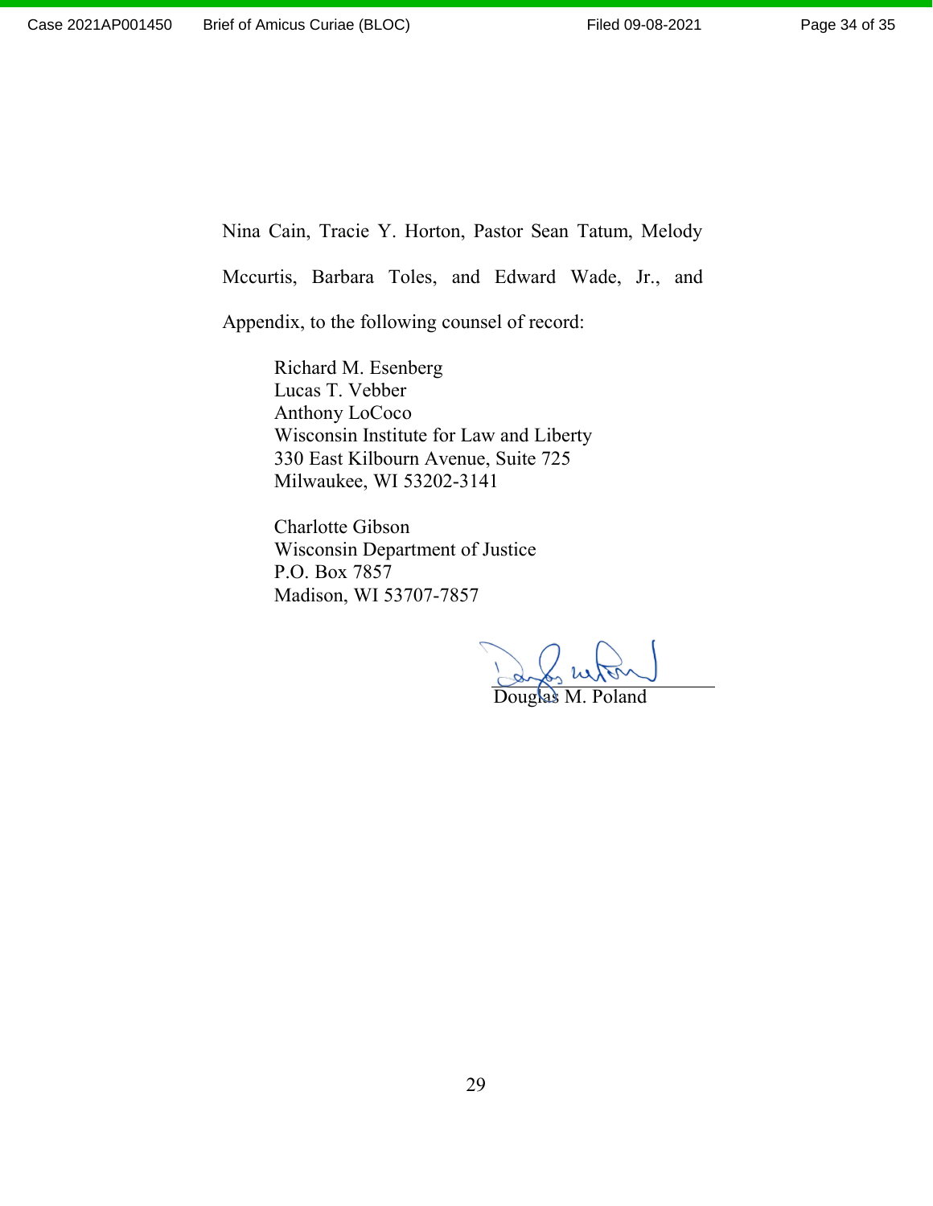Nina Cain, Tracie Y. Horton, Pastor Sean Tatum, Melody Mccurtis, Barbara Toles, and Edward Wade, Jr., and Appendix, to the following counsel of record:

Richard M. Esenberg
Lucas T. Vebber
Anthony LoCoco
Wisconsin Institute for Law and Liberty
330 East Kilbourn Avenue, Suite 725
Milwaukee, WI 53202-3141

Charlotte Gibson
Wisconsin Department of Justice
P.O. Box 7857
Madison, WI 53707-7857

Douglas M. Poland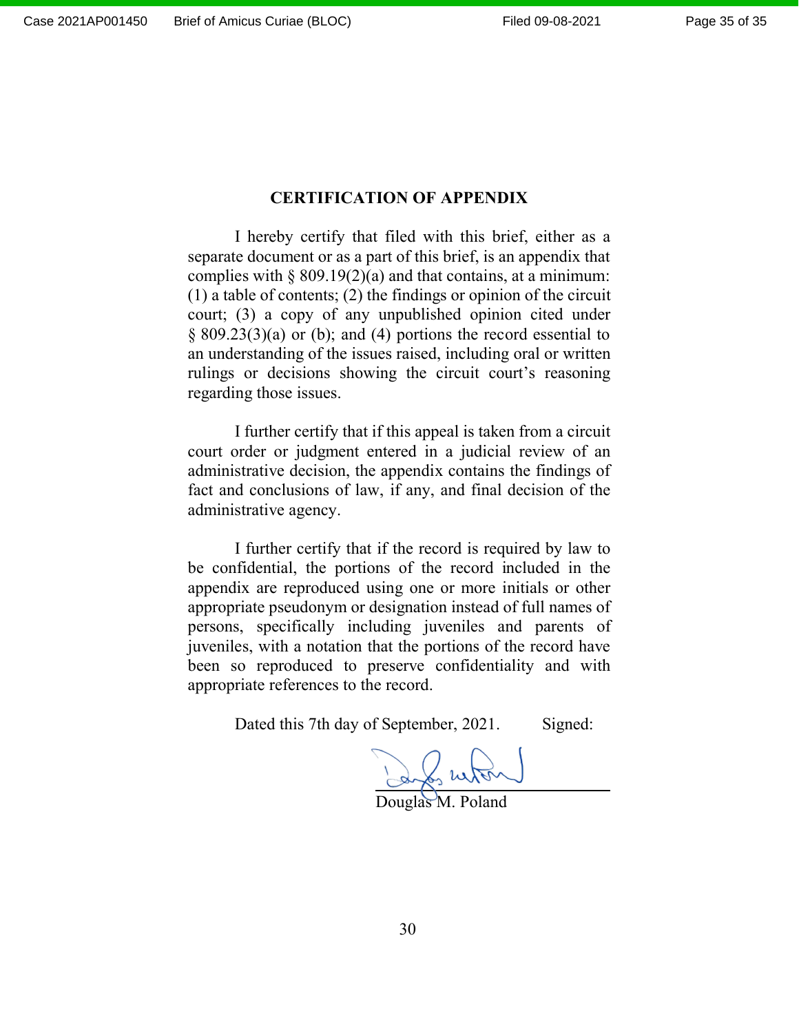## CERTIFICATION OF APPENDIX

I hereby certify that filed with this brief, either as a separate document or as a part of this brief, is an appendix that complies with § 809.19(2)(a) and that contains, at a minimum: (1) a table of contents; (2) the findings or opinion of the circuit court; (3) a copy of any unpublished opinion cited under § 809.23(3)(a) or (b); and (4) portions the record essential to an understanding of the issues raised, including oral or written rulings or decisions showing the circuit court's reasoning regarding those issues.

I further certify that if this appeal is taken from a circuit court order or judgment entered in a judicial review of an administrative decision, the appendix contains the findings of fact and conclusions of law, if any, and final decision of the administrative agency.

I further certify that if the record is required by law to be confidential, the portions of the record included in the appendix are reproduced using one or more initials or other appropriate pseudonym or designation instead of full names of persons, specifically including juveniles and parents of juveniles, with a notation that the portions of the record have been so reproduced to preserve confidentiality and with appropriate references to the record.

Dated this 7th day of September, 2021. Signed:

Douglas M. Poland